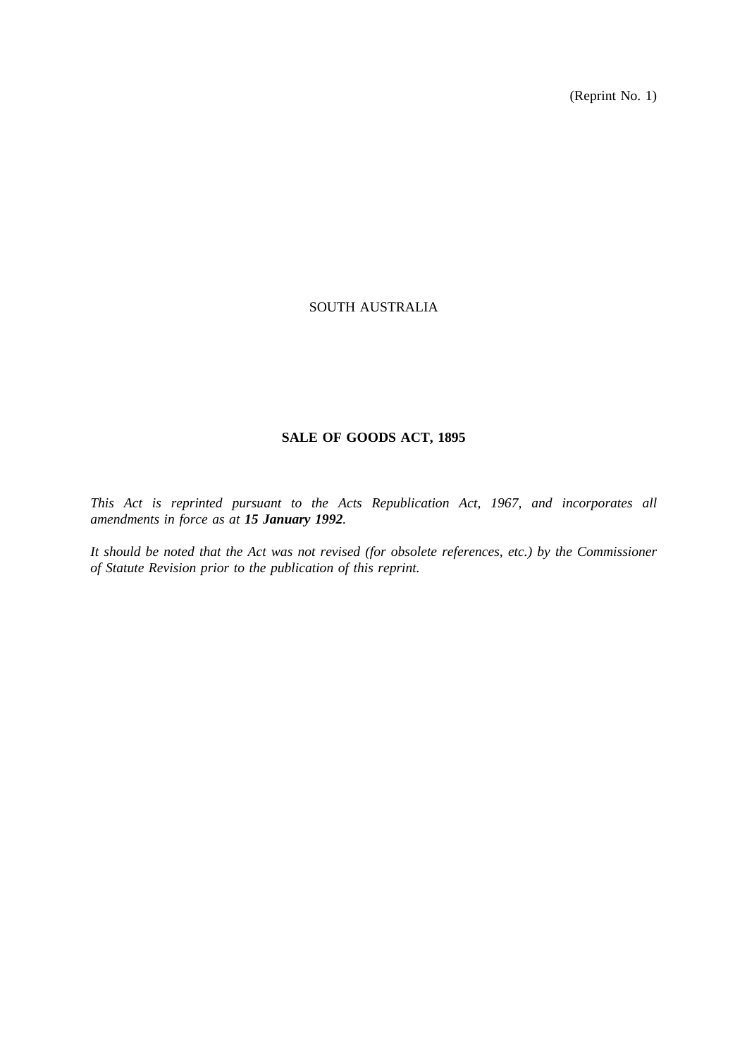(Reprint No. 1)

SOUTH AUSTRALIA

# SALE OF GOODS ACT, 1895

*This Act is reprinted pursuant to the Acts Republication Act, 1967, and incorporates all amendments in force as at **15 January 1992**.*

*It should be noted that the Act was not revised (for obsolete references, etc.) by the Commissioner of Statute Revision prior to the publication of this reprint.*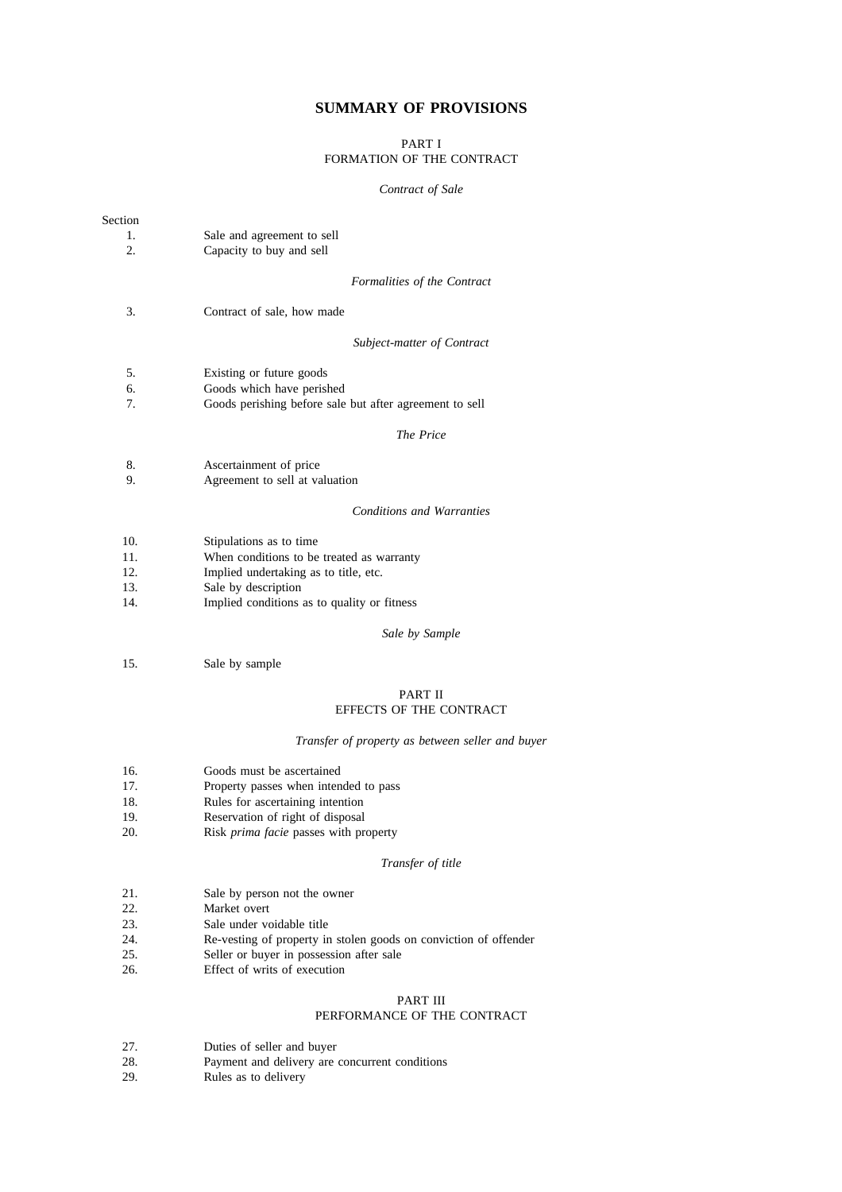# SUMMARY OF PROVISIONS

## PART I
## FORMATION OF THE CONTRACT

*Contract of Sale*

Section

1. Sale and agreement to sell
2. Capacity to buy and sell

*Formalities of the Contract*

3. Contract of sale, how made

*Subject-matter of Contract*

5. Existing or future goods
6. Goods which have perished
7. Goods perishing before sale but after agreement to sell

*The Price*

8. Ascertainment of price
9. Agreement to sell at valuation

*Conditions and Warranties*

10. Stipulations as to time
11. When conditions to be treated as warranty
12. Implied undertaking as to title, etc.
13. Sale by description
14. Implied conditions as to quality or fitness

*Sale by Sample*

15. Sale by sample

## PART II
## EFFECTS OF THE CONTRACT

*Transfer of property as between seller and buyer*

16. Goods must be ascertained
17. Property passes when intended to pass
18. Rules for ascertaining intention
19. Reservation of right of disposal
20. Risk *prima facie* passes with property

*Transfer of title*

21. Sale by person not the owner
22. Market overt
23. Sale under voidable title
24. Re-vesting of property in stolen goods on conviction of offender
25. Seller or buyer in possession after sale
26. Effect of writs of execution

## PART III
## PERFORMANCE OF THE CONTRACT

27. Duties of seller and buyer
28. Payment and delivery are concurrent conditions
29. Rules as to delivery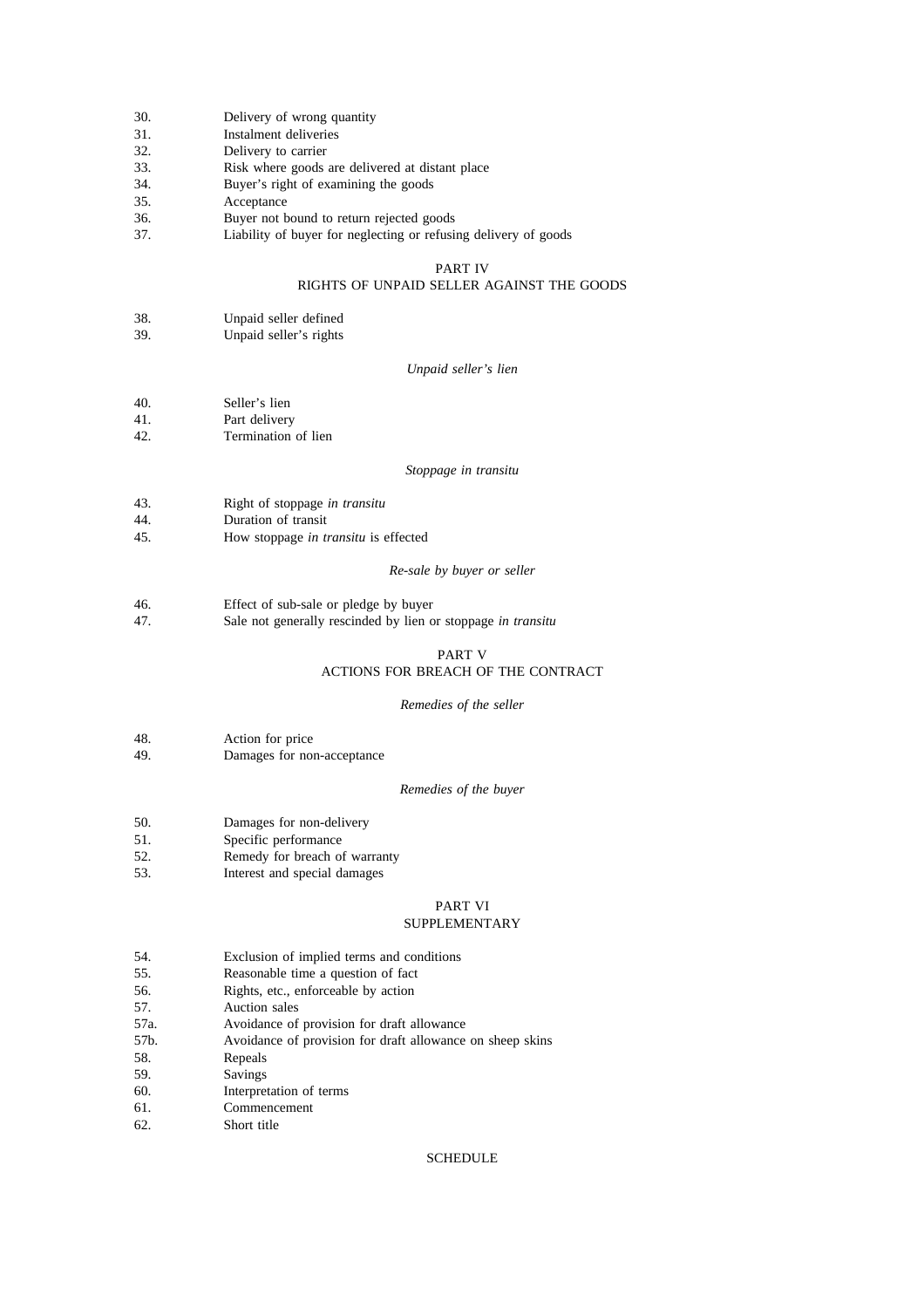30. Delivery of wrong quantity
31. Instalment deliveries
32. Delivery to carrier
33. Risk where goods are delivered at distant place
34. Buyer's right of examining the goods
35. Acceptance
36. Buyer not bound to return rejected goods
37. Liability of buyer for neglecting or refusing delivery of goods

## PART IV
## RIGHTS OF UNPAID SELLER AGAINST THE GOODS

38. Unpaid seller defined
39. Unpaid seller's rights

### *Unpaid seller's lien*

40. Seller's lien
41. Part delivery
42. Termination of lien

### *Stoppage in transitu*

43. Right of stoppage *in transitu*
44. Duration of transit
45. How stoppage *in transitu* is effected

### *Re-sale by buyer or seller*

46. Effect of sub-sale or pledge by buyer
47. Sale not generally rescinded by lien or stoppage *in transitu*

## PART V
## ACTIONS FOR BREACH OF THE CONTRACT

### *Remedies of the seller*

48. Action for price
49. Damages for non-acceptance

### *Remedies of the buyer*

50. Damages for non-delivery
51. Specific performance
52. Remedy for breach of warranty
53. Interest and special damages

## PART VI
## SUPPLEMENTARY

54. Exclusion of implied terms and conditions
55. Reasonable time a question of fact
56. Rights, etc., enforceable by action
57. Auction sales

57a. Avoidance of provision for draft allowance

57b. Avoidance of provision for draft allowance on sheep skins

58. Repeals
59. Savings
60. Interpretation of terms
61. Commencement
62. Short title

## SCHEDULE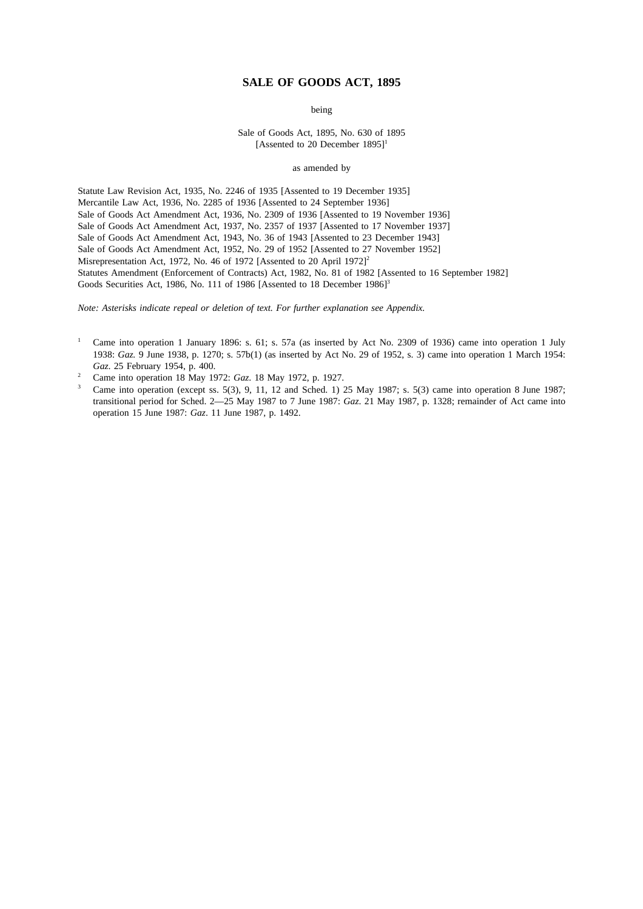# SALE OF GOODS ACT, 1895

being

Sale of Goods Act, 1895, No. 630 of 1895
[Assented to 20 December 1895][1]

as amended by

Statute Law Revision Act, 1935, No. 2246 of 1935 [Assented to 19 December 1935]
Mercantile Law Act, 1936, No. 2285 of 1936 [Assented to 24 September 1936]
Sale of Goods Act Amendment Act, 1936, No. 2309 of 1936 [Assented to 19 November 1936]
Sale of Goods Act Amendment Act, 1937, No. 2357 of 1937 [Assented to 17 November 1937]
Sale of Goods Act Amendment Act, 1943, No. 36 of 1943 [Assented to 23 December 1943]
Sale of Goods Act Amendment Act, 1952, No. 29 of 1952 [Assented to 27 November 1952]
Misrepresentation Act, 1972, No. 46 of 1972 [Assented to 20 April 1972][2]
Statutes Amendment (Enforcement of Contracts) Act, 1982, No. 81 of 1982 [Assented to 16 September 1982]
Goods Securities Act, 1986, No. 111 of 1986 [Assented to 18 December 1986][3]

*Note: Asterisks indicate repeal or deletion of text. For further explanation see Appendix.*

[1] Came into operation 1 January 1896: s. 61; s. 57a (as inserted by Act No. 2309 of 1936) came into operation 1 July 1938: *Gaz.* 9 June 1938, p. 1270; s. 57b(1) (as inserted by Act No. 29 of 1952, s. 3) came into operation 1 March 1954: *Gaz.* 25 February 1954, p. 400.

[2] Came into operation 18 May 1972: *Gaz.* 18 May 1972, p. 1927.

[3] Came into operation (except ss. 5(3), 9, 11, 12 and Sched. 1) 25 May 1987; s. 5(3) came into operation 8 June 1987; transitional period for Sched. 2—25 May 1987 to 7 June 1987: *Gaz.* 21 May 1987, p. 1328; remainder of Act came into operation 15 June 1987: *Gaz.* 11 June 1987, p. 1492.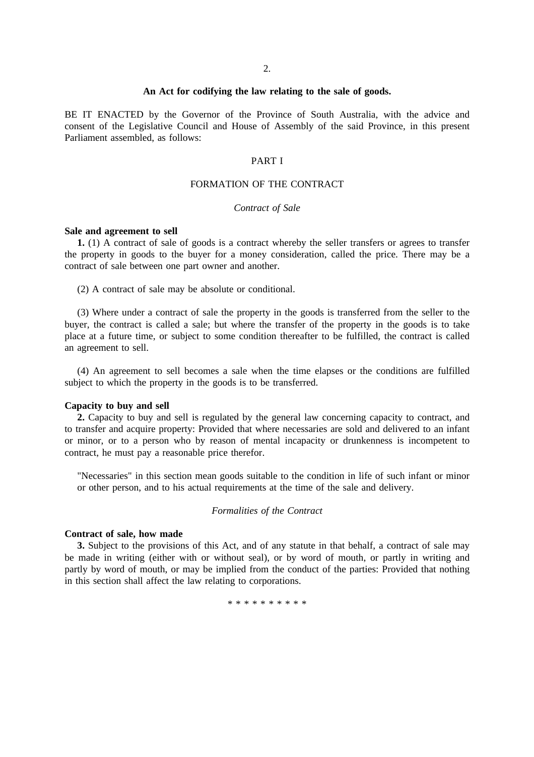**An Act for codifying the law relating to the sale of goods.**

BE IT ENACTED by the Governor of the Province of South Australia, with the advice and consent of the Legislative Council and House of Assembly of the said Province, in this present Parliament assembled, as follows:

PART I

FORMATION OF THE CONTRACT

*Contract of Sale*

**Sale and agreement to sell**

**1.** (1) A contract of sale of goods is a contract whereby the seller transfers or agrees to transfer the property in goods to the buyer for a money consideration, called the price. There may be a contract of sale between one part owner and another.

(2) A contract of sale may be absolute or conditional.

(3) Where under a contract of sale the property in the goods is transferred from the seller to the buyer, the contract is called a sale; but where the transfer of the property in the goods is to take place at a future time, or subject to some condition thereafter to be fulfilled, the contract is called an agreement to sell.

(4) An agreement to sell becomes a sale when the time elapses or the conditions are fulfilled subject to which the property in the goods is to be transferred.

**Capacity to buy and sell**

**2.** Capacity to buy and sell is regulated by the general law concerning capacity to contract, and to transfer and acquire property: Provided that where necessaries are sold and delivered to an infant or minor, or to a person who by reason of mental incapacity or drunkenness is incompetent to contract, he must pay a reasonable price therefor.

"Necessaries" in this section mean goods suitable to the condition in life of such infant or minor or other person, and to his actual requirements at the time of the sale and delivery.

*Formalities of the Contract*

**Contract of sale, how made**

**3.** Subject to the provisions of this Act, and of any statute in that behalf, a contract of sale may be made in writing (either with or without seal), or by word of mouth, or partly in writing and partly by word of mouth, or may be implied from the conduct of the parties: Provided that nothing in this section shall affect the law relating to corporations.

* * * * * * * * * *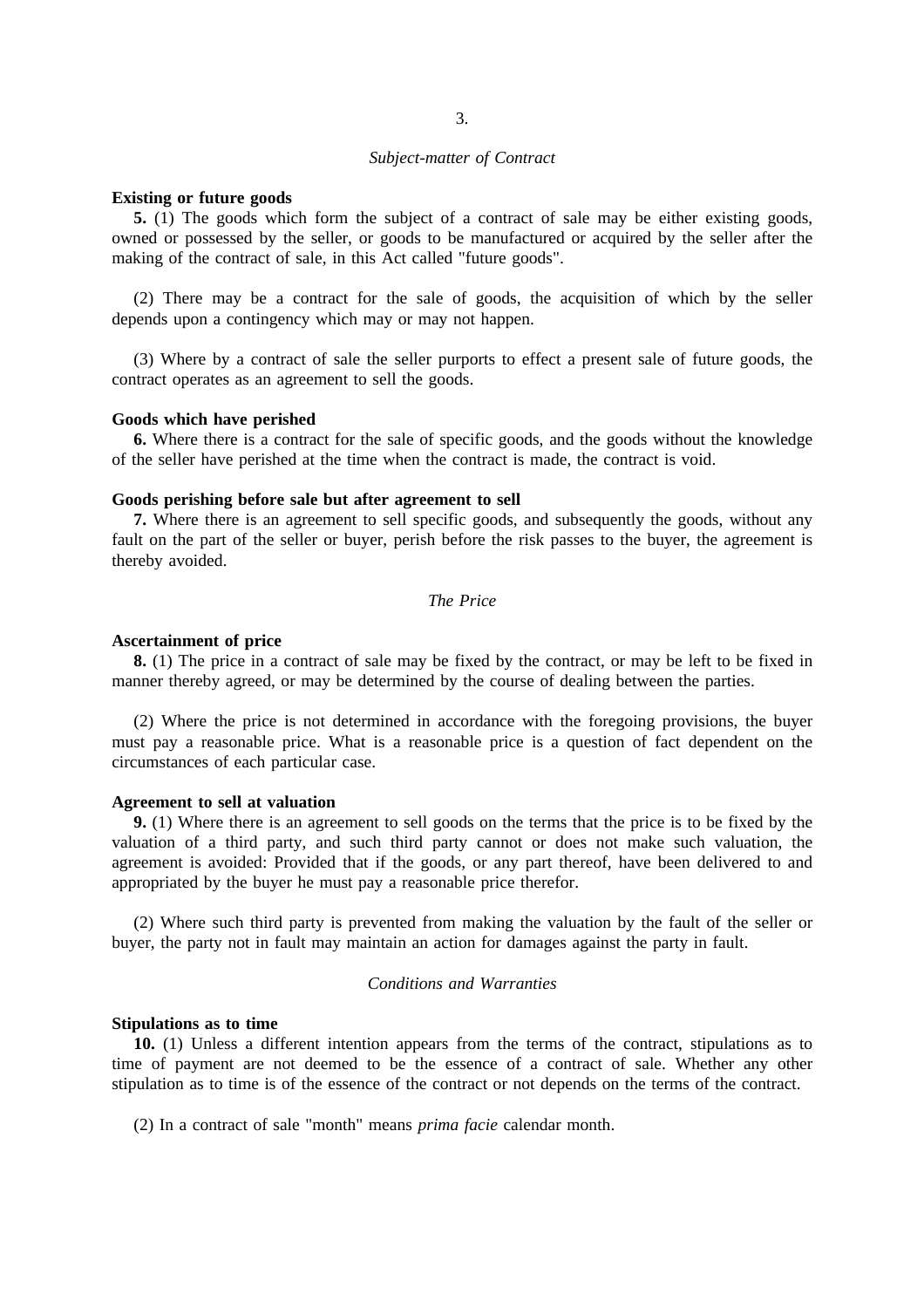*Subject-matter of Contract*

**Existing or future goods**

**5.** (1) The goods which form the subject of a contract of sale may be either existing goods, owned or possessed by the seller, or goods to be manufactured or acquired by the seller after the making of the contract of sale, in this Act called "future goods".

(2) There may be a contract for the sale of goods, the acquisition of which by the seller depends upon a contingency which may or may not happen.

(3) Where by a contract of sale the seller purports to effect a present sale of future goods, the contract operates as an agreement to sell the goods.

**Goods which have perished**

**6.** Where there is a contract for the sale of specific goods, and the goods without the knowledge of the seller have perished at the time when the contract is made, the contract is void.

**Goods perishing before sale but after agreement to sell**

**7.** Where there is an agreement to sell specific goods, and subsequently the goods, without any fault on the part of the seller or buyer, perish before the risk passes to the buyer, the agreement is thereby avoided.

*The Price*

**Ascertainment of price**

**8.** (1) The price in a contract of sale may be fixed by the contract, or may be left to be fixed in manner thereby agreed, or may be determined by the course of dealing between the parties.

(2) Where the price is not determined in accordance with the foregoing provisions, the buyer must pay a reasonable price. What is a reasonable price is a question of fact dependent on the circumstances of each particular case.

**Agreement to sell at valuation**

**9.** (1) Where there is an agreement to sell goods on the terms that the price is to be fixed by the valuation of a third party, and such third party cannot or does not make such valuation, the agreement is avoided: Provided that if the goods, or any part thereof, have been delivered to and appropriated by the buyer he must pay a reasonable price therefor.

(2) Where such third party is prevented from making the valuation by the fault of the seller or buyer, the party not in fault may maintain an action for damages against the party in fault.

*Conditions and Warranties*

**Stipulations as to time**

**10.** (1) Unless a different intention appears from the terms of the contract, stipulations as to time of payment are not deemed to be the essence of a contract of sale. Whether any other stipulation as to time is of the essence of the contract or not depends on the terms of the contract.

(2) In a contract of sale "month" means *prima facie* calendar month.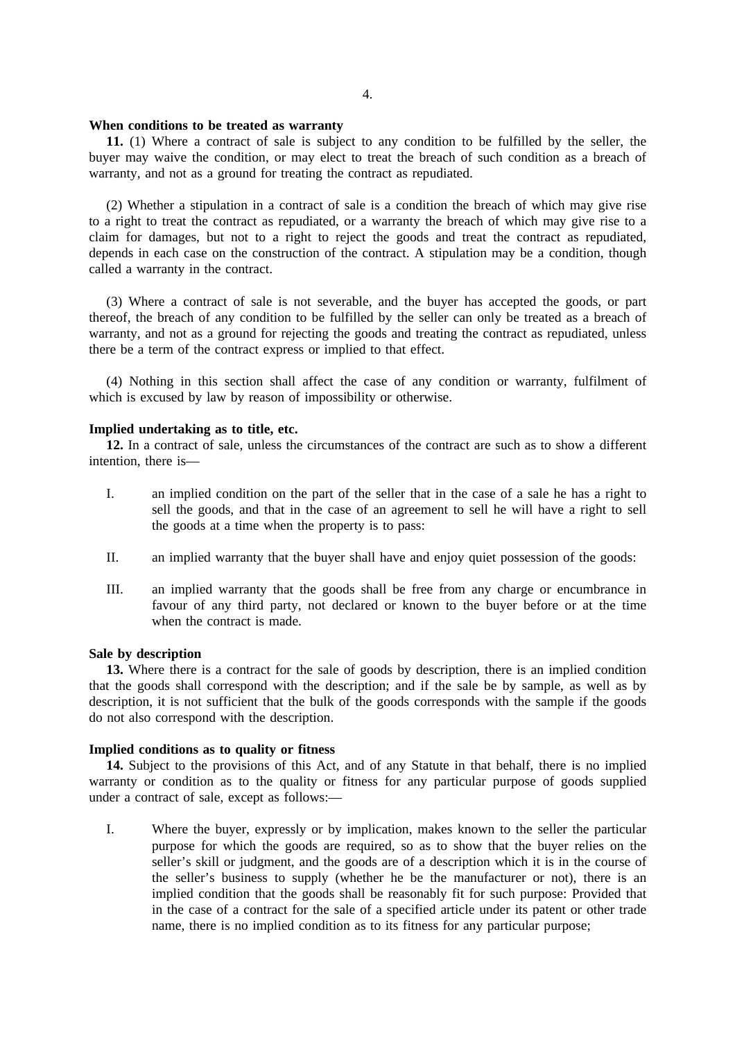**When conditions to be treated as warranty**

**11.** (1) Where a contract of sale is subject to any condition to be fulfilled by the seller, the buyer may waive the condition, or may elect to treat the breach of such condition as a breach of warranty, and not as a ground for treating the contract as repudiated.

(2) Whether a stipulation in a contract of sale is a condition the breach of which may give rise to a right to treat the contract as repudiated, or a warranty the breach of which may give rise to a claim for damages, but not to a right to reject the goods and treat the contract as repudiated, depends in each case on the construction of the contract. A stipulation may be a condition, though called a warranty in the contract.

(3) Where a contract of sale is not severable, and the buyer has accepted the goods, or part thereof, the breach of any condition to be fulfilled by the seller can only be treated as a breach of warranty, and not as a ground for rejecting the goods and treating the contract as repudiated, unless there be a term of the contract express or implied to that effect.

(4) Nothing in this section shall affect the case of any condition or warranty, fulfilment of which is excused by law by reason of impossibility or otherwise.

**Implied undertaking as to title, etc.**

**12.** In a contract of sale, unless the circumstances of the contract are such as to show a different intention, there is—

I. an implied condition on the part of the seller that in the case of a sale he has a right to sell the goods, and that in the case of an agreement to sell he will have a right to sell the goods at a time when the property is to pass:

II. an implied warranty that the buyer shall have and enjoy quiet possession of the goods:

III. an implied warranty that the goods shall be free from any charge or encumbrance in favour of any third party, not declared or known to the buyer before or at the time when the contract is made.

**Sale by description**

**13.** Where there is a contract for the sale of goods by description, there is an implied condition that the goods shall correspond with the description; and if the sale be by sample, as well as by description, it is not sufficient that the bulk of the goods corresponds with the sample if the goods do not also correspond with the description.

**Implied conditions as to quality or fitness**

**14.** Subject to the provisions of this Act, and of any Statute in that behalf, there is no implied warranty or condition as to the quality or fitness for any particular purpose of goods supplied under a contract of sale, except as follows:—

I. Where the buyer, expressly or by implication, makes known to the seller the particular purpose for which the goods are required, so as to show that the buyer relies on the seller's skill or judgment, and the goods are of a description which it is in the course of the seller's business to supply (whether he be the manufacturer or not), there is an implied condition that the goods shall be reasonably fit for such purpose: Provided that in the case of a contract for the sale of a specified article under its patent or other trade name, there is no implied condition as to its fitness for any particular purpose;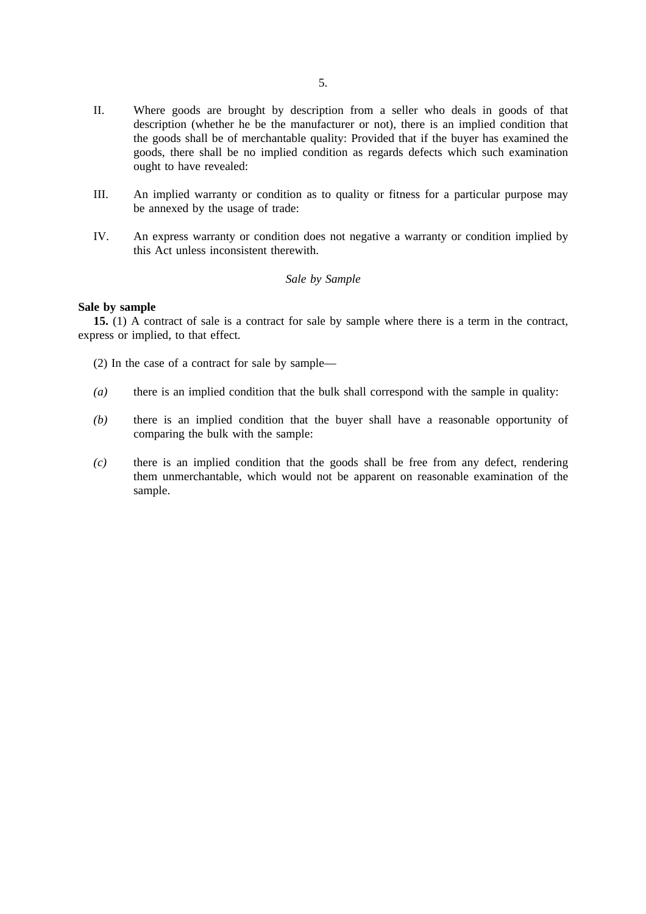II. Where goods are brought by description from a seller who deals in goods of that description (whether he be the manufacturer or not), there is an implied condition that the goods shall be of merchantable quality: Provided that if the buyer has examined the goods, there shall be no implied condition as regards defects which such examination ought to have revealed:

III. An implied warranty or condition as to quality or fitness for a particular purpose may be annexed by the usage of trade:

IV. An express warranty or condition does not negative a warranty or condition implied by this Act unless inconsistent therewith.

*Sale by Sample*

**Sale by sample**

**15.** (1) A contract of sale is a contract for sale by sample where there is a term in the contract, express or implied, to that effect.

(2) In the case of a contract for sale by sample—

*(a)* there is an implied condition that the bulk shall correspond with the sample in quality:

*(b)* there is an implied condition that the buyer shall have a reasonable opportunity of comparing the bulk with the sample:

*(c)* there is an implied condition that the goods shall be free from any defect, rendering them unmerchantable, which would not be apparent on reasonable examination of the sample.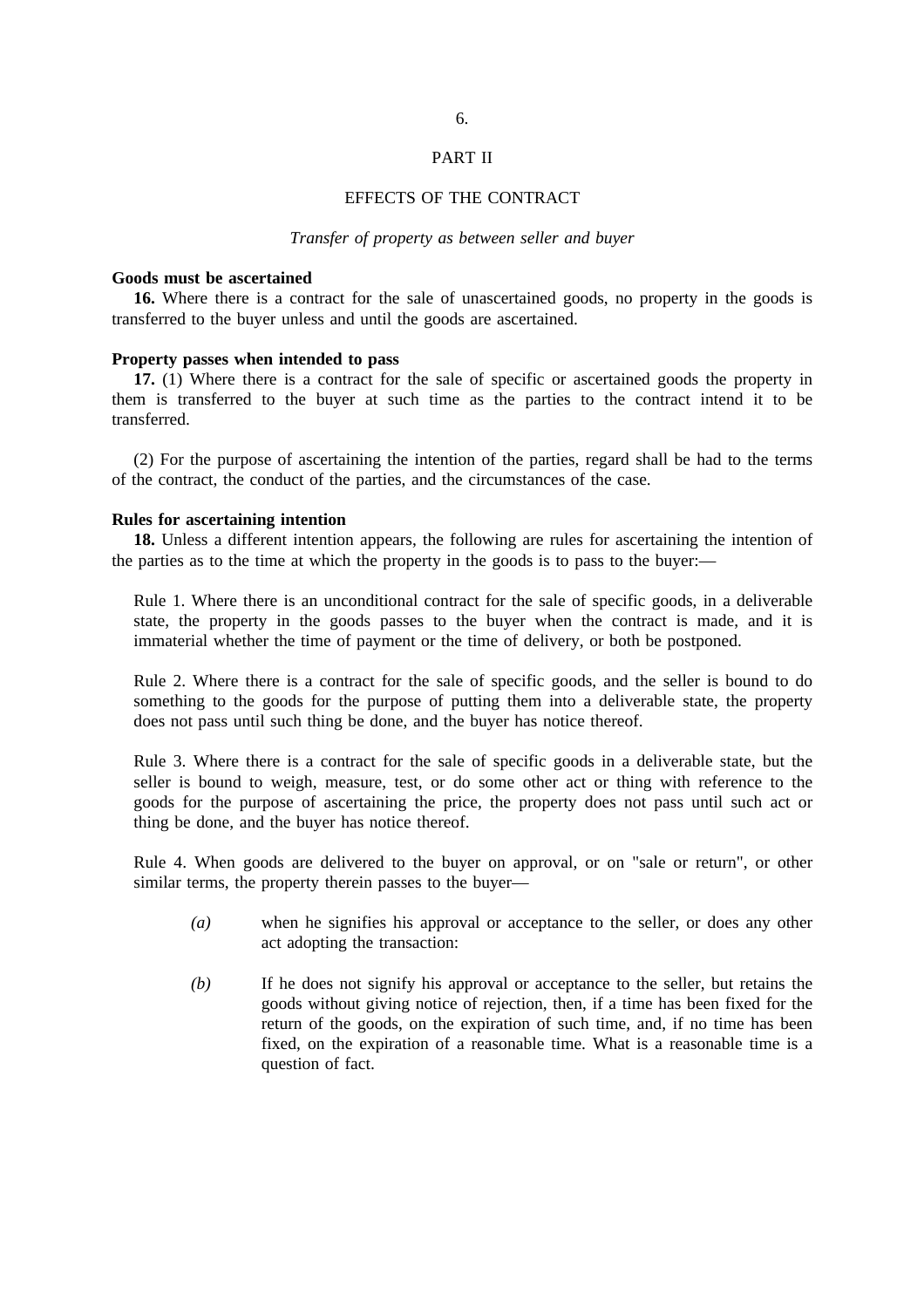## PART II

## EFFECTS OF THE CONTRACT

*Transfer of property as between seller and buyer*

**Goods must be ascertained**

**16.** Where there is a contract for the sale of unascertained goods, no property in the goods is transferred to the buyer unless and until the goods are ascertained.

**Property passes when intended to pass**

**17.** (1) Where there is a contract for the sale of specific or ascertained goods the property in them is transferred to the buyer at such time as the parties to the contract intend it to be transferred.

(2) For the purpose of ascertaining the intention of the parties, regard shall be had to the terms of the contract, the conduct of the parties, and the circumstances of the case.

**Rules for ascertaining intention**

**18.** Unless a different intention appears, the following are rules for ascertaining the intention of the parties as to the time at which the property in the goods is to pass to the buyer:—

Rule 1. Where there is an unconditional contract for the sale of specific goods, in a deliverable state, the property in the goods passes to the buyer when the contract is made, and it is immaterial whether the time of payment or the time of delivery, or both be postponed.

Rule 2. Where there is a contract for the sale of specific goods, and the seller is bound to do something to the goods for the purpose of putting them into a deliverable state, the property does not pass until such thing be done, and the buyer has notice thereof.

Rule 3. Where there is a contract for the sale of specific goods in a deliverable state, but the seller is bound to weigh, measure, test, or do some other act or thing with reference to the goods for the purpose of ascertaining the price, the property does not pass until such act or thing be done, and the buyer has notice thereof.

Rule 4. When goods are delivered to the buyer on approval, or on "sale or return", or other similar terms, the property therein passes to the buyer—

*(a)* when he signifies his approval or acceptance to the seller, or does any other act adopting the transaction:

*(b)* If he does not signify his approval or acceptance to the seller, but retains the goods without giving notice of rejection, then, if a time has been fixed for the return of the goods, on the expiration of such time, and, if no time has been fixed, on the expiration of a reasonable time. What is a reasonable time is a question of fact.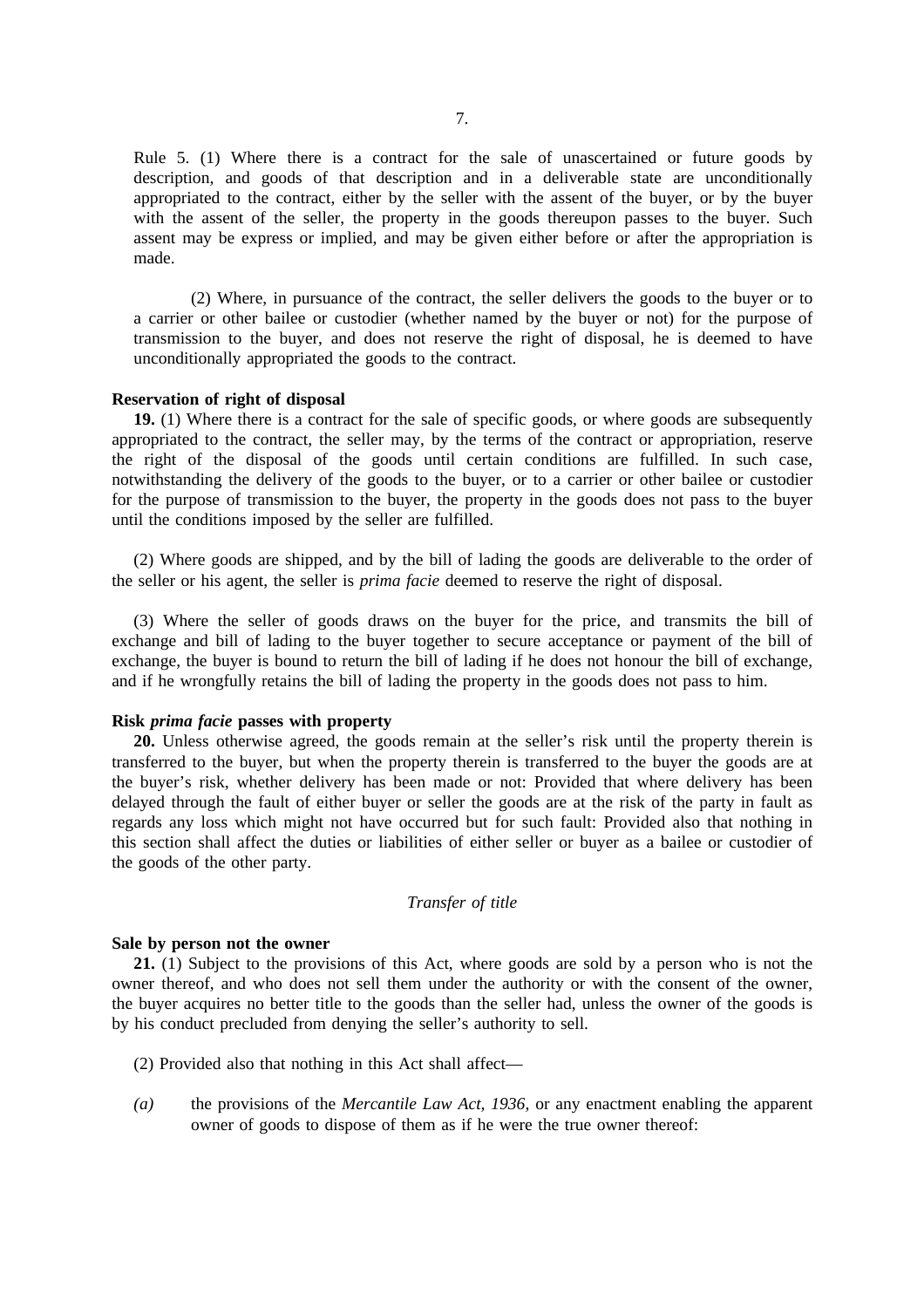Rule 5. (1) Where there is a contract for the sale of unascertained or future goods by description, and goods of that description and in a deliverable state are unconditionally appropriated to the contract, either by the seller with the assent of the buyer, or by the buyer with the assent of the seller, the property in the goods thereupon passes to the buyer. Such assent may be express or implied, and may be given either before or after the appropriation is made.

(2) Where, in pursuance of the contract, the seller delivers the goods to the buyer or to a carrier or other bailee or custodier (whether named by the buyer or not) for the purpose of transmission to the buyer, and does not reserve the right of disposal, he is deemed to have unconditionally appropriated the goods to the contract.

**Reservation of right of disposal**

**19.** (1) Where there is a contract for the sale of specific goods, or where goods are subsequently appropriated to the contract, the seller may, by the terms of the contract or appropriation, reserve the right of the disposal of the goods until certain conditions are fulfilled. In such case, notwithstanding the delivery of the goods to the buyer, or to a carrier or other bailee or custodier for the purpose of transmission to the buyer, the property in the goods does not pass to the buyer until the conditions imposed by the seller are fulfilled.

(2) Where goods are shipped, and by the bill of lading the goods are deliverable to the order of the seller or his agent, the seller is *prima facie* deemed to reserve the right of disposal.

(3) Where the seller of goods draws on the buyer for the price, and transmits the bill of exchange and bill of lading to the buyer together to secure acceptance or payment of the bill of exchange, the buyer is bound to return the bill of lading if he does not honour the bill of exchange, and if he wrongfully retains the bill of lading the property in the goods does not pass to him.

**Risk *prima facie* passes with property**

**20.** Unless otherwise agreed, the goods remain at the seller's risk until the property therein is transferred to the buyer, but when the property therein is transferred to the buyer the goods are at the buyer's risk, whether delivery has been made or not: Provided that where delivery has been delayed through the fault of either buyer or seller the goods are at the risk of the party in fault as regards any loss which might not have occurred but for such fault: Provided also that nothing in this section shall affect the duties or liabilities of either seller or buyer as a bailee or custodier of the goods of the other party.

*Transfer of title*

**Sale by person not the owner**

**21.** (1) Subject to the provisions of this Act, where goods are sold by a person who is not the owner thereof, and who does not sell them under the authority or with the consent of the owner, the buyer acquires no better title to the goods than the seller had, unless the owner of the goods is by his conduct precluded from denying the seller's authority to sell.

(2) Provided also that nothing in this Act shall affect—

*(a)* the provisions of the *Mercantile Law Act, 1936*, or any enactment enabling the apparent owner of goods to dispose of them as if he were the true owner thereof: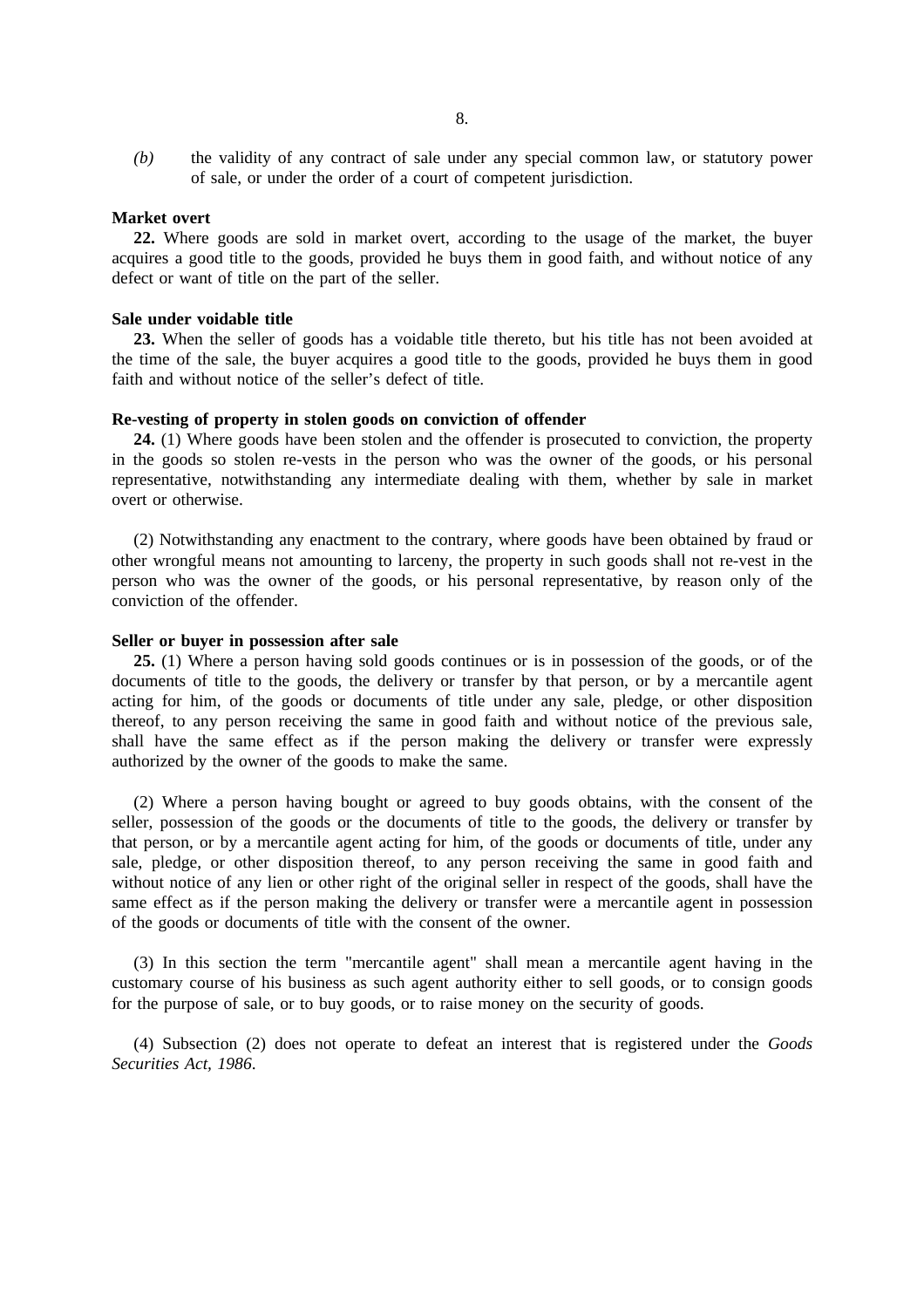*(b)* the validity of any contract of sale under any special common law, or statutory power of sale, or under the order of a court of competent jurisdiction.

**Market overt**

**22.** Where goods are sold in market overt, according to the usage of the market, the buyer acquires a good title to the goods, provided he buys them in good faith, and without notice of any defect or want of title on the part of the seller.

**Sale under voidable title**

**23.** When the seller of goods has a voidable title thereto, but his title has not been avoided at the time of the sale, the buyer acquires a good title to the goods, provided he buys them in good faith and without notice of the seller's defect of title.

**Re-vesting of property in stolen goods on conviction of offender**

**24.** (1) Where goods have been stolen and the offender is prosecuted to conviction, the property in the goods so stolen re-vests in the person who was the owner of the goods, or his personal representative, notwithstanding any intermediate dealing with them, whether by sale in market overt or otherwise.

(2) Notwithstanding any enactment to the contrary, where goods have been obtained by fraud or other wrongful means not amounting to larceny, the property in such goods shall not re-vest in the person who was the owner of the goods, or his personal representative, by reason only of the conviction of the offender.

**Seller or buyer in possession after sale**

**25.** (1) Where a person having sold goods continues or is in possession of the goods, or of the documents of title to the goods, the delivery or transfer by that person, or by a mercantile agent acting for him, of the goods or documents of title under any sale, pledge, or other disposition thereof, to any person receiving the same in good faith and without notice of the previous sale, shall have the same effect as if the person making the delivery or transfer were expressly authorized by the owner of the goods to make the same.

(2) Where a person having bought or agreed to buy goods obtains, with the consent of the seller, possession of the goods or the documents of title to the goods, the delivery or transfer by that person, or by a mercantile agent acting for him, of the goods or documents of title, under any sale, pledge, or other disposition thereof, to any person receiving the same in good faith and without notice of any lien or other right of the original seller in respect of the goods, shall have the same effect as if the person making the delivery or transfer were a mercantile agent in possession of the goods or documents of title with the consent of the owner.

(3) In this section the term "mercantile agent" shall mean a mercantile agent having in the customary course of his business as such agent authority either to sell goods, or to consign goods for the purpose of sale, or to buy goods, or to raise money on the security of goods.

(4) Subsection (2) does not operate to defeat an interest that is registered under the *Goods Securities Act, 1986*.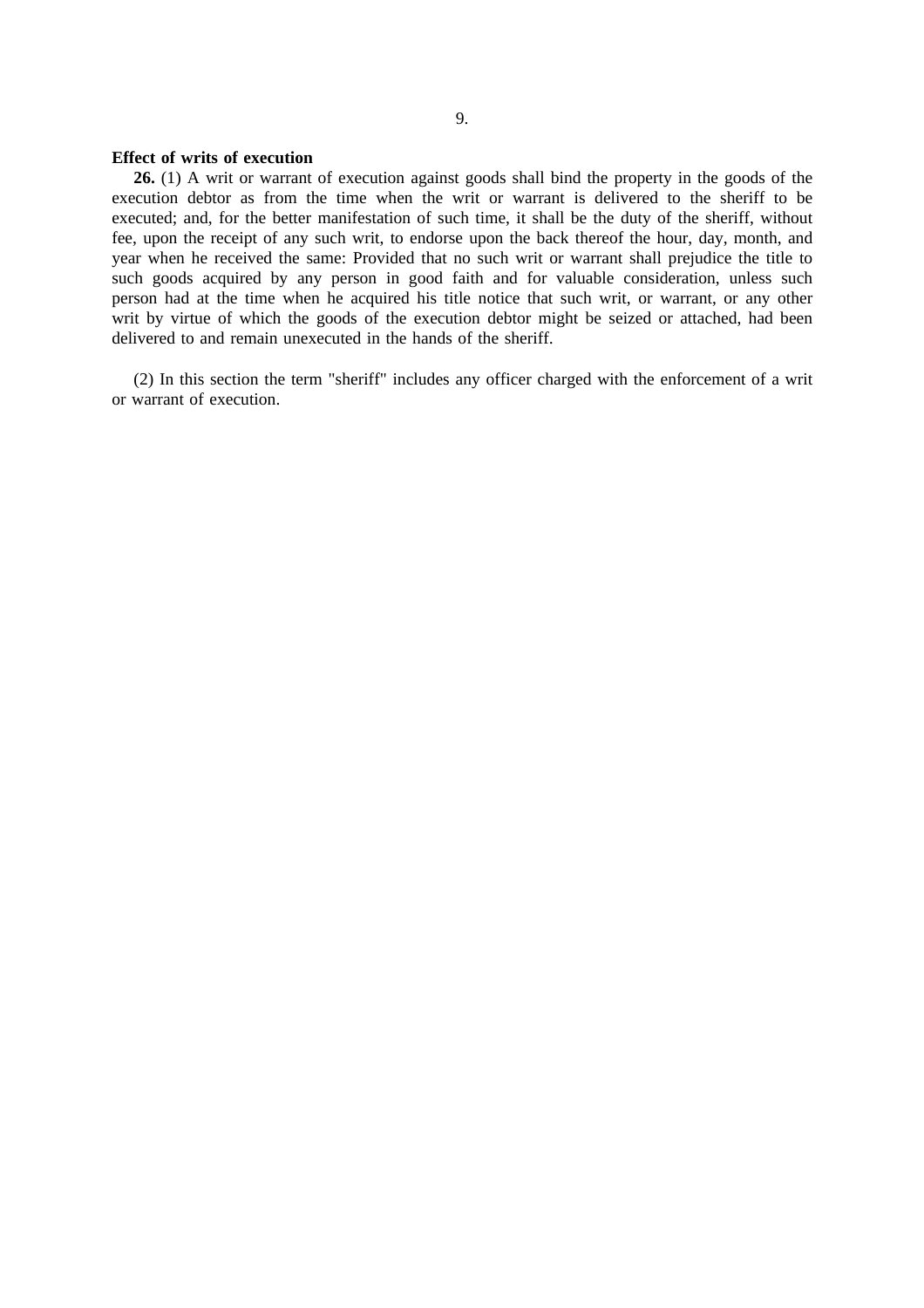**Effect of writs of execution**

**26.** (1) A writ or warrant of execution against goods shall bind the property in the goods of the execution debtor as from the time when the writ or warrant is delivered to the sheriff to be executed; and, for the better manifestation of such time, it shall be the duty of the sheriff, without fee, upon the receipt of any such writ, to endorse upon the back thereof the hour, day, month, and year when he received the same: Provided that no such writ or warrant shall prejudice the title to such goods acquired by any person in good faith and for valuable consideration, unless such person had at the time when he acquired his title notice that such writ, or warrant, or any other writ by virtue of which the goods of the execution debtor might be seized or attached, had been delivered to and remain unexecuted in the hands of the sheriff.

(2) In this section the term "sheriff" includes any officer charged with the enforcement of a writ or warrant of execution.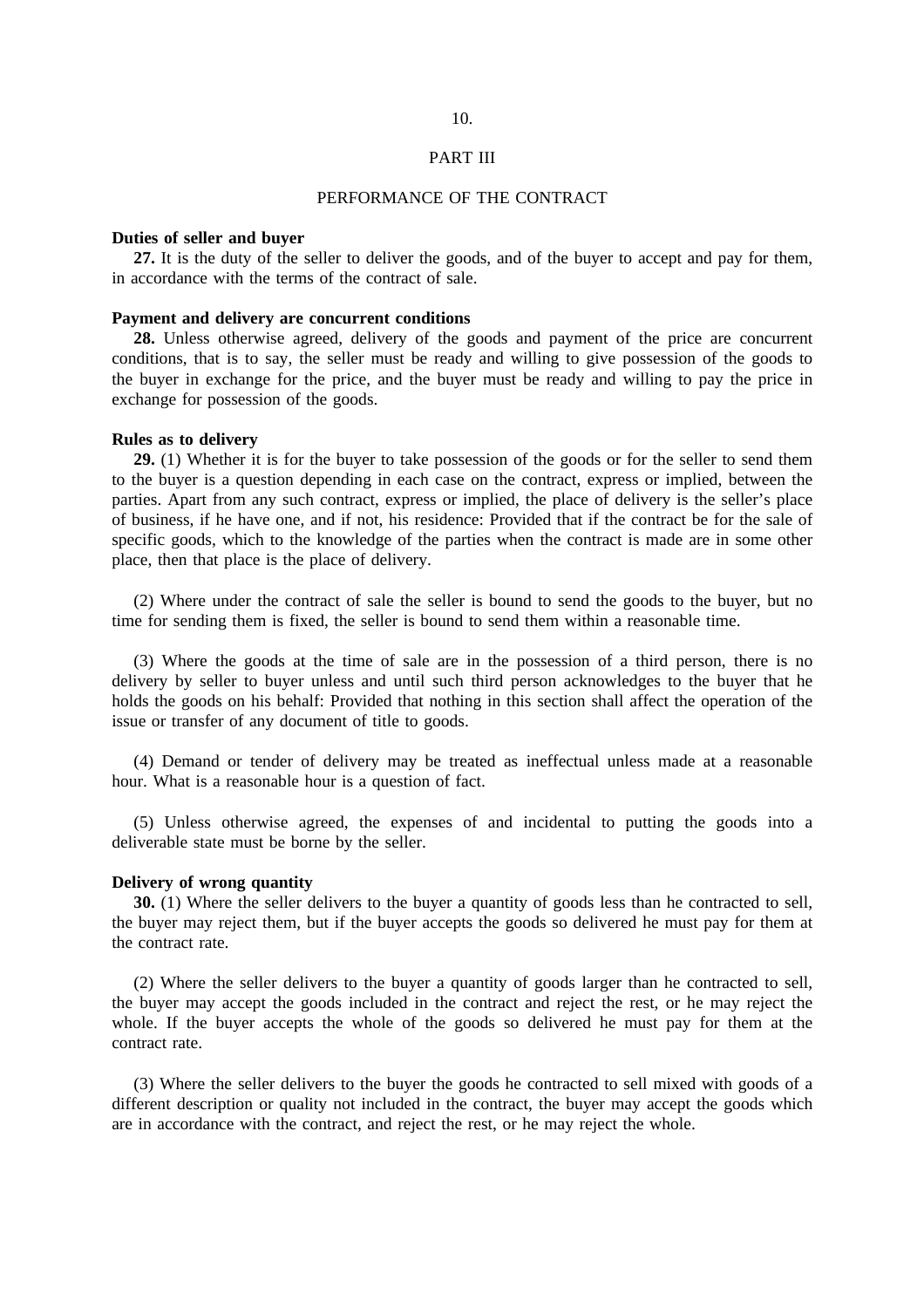## PART III

## PERFORMANCE OF THE CONTRACT

**Duties of seller and buyer**

**27.** It is the duty of the seller to deliver the goods, and of the buyer to accept and pay for them, in accordance with the terms of the contract of sale.

**Payment and delivery are concurrent conditions**

**28.** Unless otherwise agreed, delivery of the goods and payment of the price are concurrent conditions, that is to say, the seller must be ready and willing to give possession of the goods to the buyer in exchange for the price, and the buyer must be ready and willing to pay the price in exchange for possession of the goods.

**Rules as to delivery**

**29.** (1) Whether it is for the buyer to take possession of the goods or for the seller to send them to the buyer is a question depending in each case on the contract, express or implied, between the parties. Apart from any such contract, express or implied, the place of delivery is the seller's place of business, if he have one, and if not, his residence: Provided that if the contract be for the sale of specific goods, which to the knowledge of the parties when the contract is made are in some other place, then that place is the place of delivery.

(2) Where under the contract of sale the seller is bound to send the goods to the buyer, but no time for sending them is fixed, the seller is bound to send them within a reasonable time.

(3) Where the goods at the time of sale are in the possession of a third person, there is no delivery by seller to buyer unless and until such third person acknowledges to the buyer that he holds the goods on his behalf: Provided that nothing in this section shall affect the operation of the issue or transfer of any document of title to goods.

(4) Demand or tender of delivery may be treated as ineffectual unless made at a reasonable hour. What is a reasonable hour is a question of fact.

(5) Unless otherwise agreed, the expenses of and incidental to putting the goods into a deliverable state must be borne by the seller.

**Delivery of wrong quantity**

**30.** (1) Where the seller delivers to the buyer a quantity of goods less than he contracted to sell, the buyer may reject them, but if the buyer accepts the goods so delivered he must pay for them at the contract rate.

(2) Where the seller delivers to the buyer a quantity of goods larger than he contracted to sell, the buyer may accept the goods included in the contract and reject the rest, or he may reject the whole. If the buyer accepts the whole of the goods so delivered he must pay for them at the contract rate.

(3) Where the seller delivers to the buyer the goods he contracted to sell mixed with goods of a different description or quality not included in the contract, the buyer may accept the goods which are in accordance with the contract, and reject the rest, or he may reject the whole.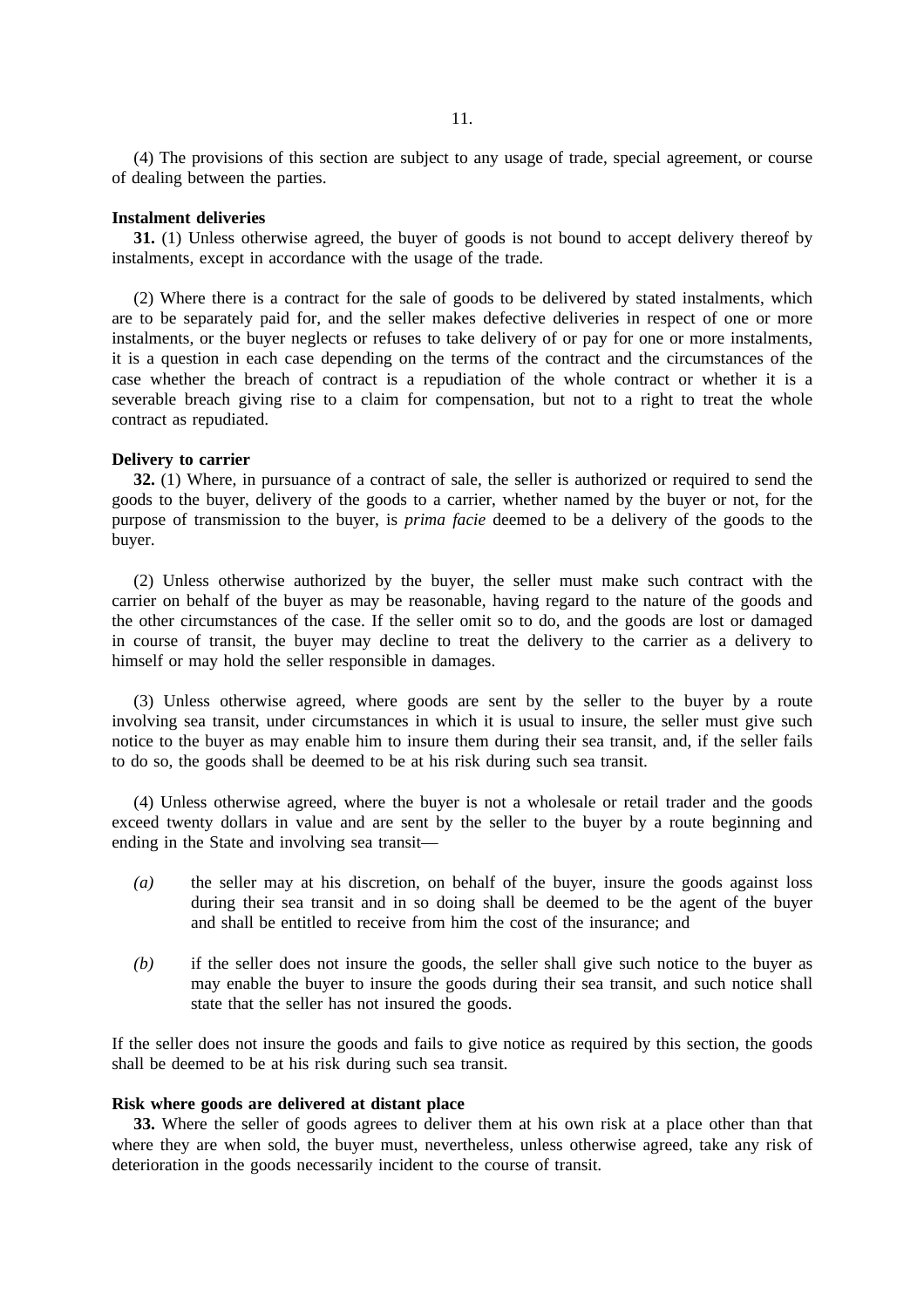(4) The provisions of this section are subject to any usage of trade, special agreement, or course of dealing between the parties.

**Instalment deliveries**

**31.** (1) Unless otherwise agreed, the buyer of goods is not bound to accept delivery thereof by instalments, except in accordance with the usage of the trade.

(2) Where there is a contract for the sale of goods to be delivered by stated instalments, which are to be separately paid for, and the seller makes defective deliveries in respect of one or more instalments, or the buyer neglects or refuses to take delivery of or pay for one or more instalments, it is a question in each case depending on the terms of the contract and the circumstances of the case whether the breach of contract is a repudiation of the whole contract or whether it is a severable breach giving rise to a claim for compensation, but not to a right to treat the whole contract as repudiated.

**Delivery to carrier**

**32.** (1) Where, in pursuance of a contract of sale, the seller is authorized or required to send the goods to the buyer, delivery of the goods to a carrier, whether named by the buyer or not, for the purpose of transmission to the buyer, is *prima facie* deemed to be a delivery of the goods to the buyer.

(2) Unless otherwise authorized by the buyer, the seller must make such contract with the carrier on behalf of the buyer as may be reasonable, having regard to the nature of the goods and the other circumstances of the case. If the seller omit so to do, and the goods are lost or damaged in course of transit, the buyer may decline to treat the delivery to the carrier as a delivery to himself or may hold the seller responsible in damages.

(3) Unless otherwise agreed, where goods are sent by the seller to the buyer by a route involving sea transit, under circumstances in which it is usual to insure, the seller must give such notice to the buyer as may enable him to insure them during their sea transit, and, if the seller fails to do so, the goods shall be deemed to be at his risk during such sea transit.

(4) Unless otherwise agreed, where the buyer is not a wholesale or retail trader and the goods exceed twenty dollars in value and are sent by the seller to the buyer by a route beginning and ending in the State and involving sea transit—

*(a)* the seller may at his discretion, on behalf of the buyer, insure the goods against loss during their sea transit and in so doing shall be deemed to be the agent of the buyer and shall be entitled to receive from him the cost of the insurance; and

*(b)* if the seller does not insure the goods, the seller shall give such notice to the buyer as may enable the buyer to insure the goods during their sea transit, and such notice shall state that the seller has not insured the goods.

If the seller does not insure the goods and fails to give notice as required by this section, the goods shall be deemed to be at his risk during such sea transit.

**Risk where goods are delivered at distant place**

**33.** Where the seller of goods agrees to deliver them at his own risk at a place other than that where they are when sold, the buyer must, nevertheless, unless otherwise agreed, take any risk of deterioration in the goods necessarily incident to the course of transit.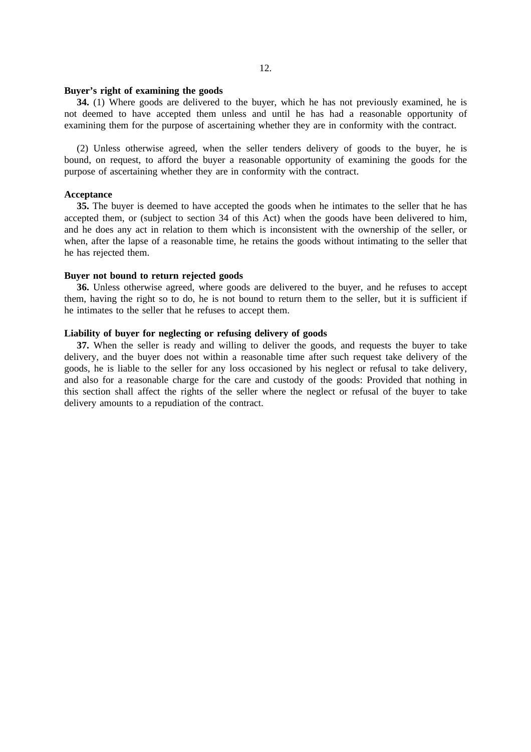**Buyer's right of examining the goods**

**34.** (1) Where goods are delivered to the buyer, which he has not previously examined, he is not deemed to have accepted them unless and until he has had a reasonable opportunity of examining them for the purpose of ascertaining whether they are in conformity with the contract.

(2) Unless otherwise agreed, when the seller tenders delivery of goods to the buyer, he is bound, on request, to afford the buyer a reasonable opportunity of examining the goods for the purpose of ascertaining whether they are in conformity with the contract.

**Acceptance**

**35.** The buyer is deemed to have accepted the goods when he intimates to the seller that he has accepted them, or (subject to section 34 of this Act) when the goods have been delivered to him, and he does any act in relation to them which is inconsistent with the ownership of the seller, or when, after the lapse of a reasonable time, he retains the goods without intimating to the seller that he has rejected them.

**Buyer not bound to return rejected goods**

**36.** Unless otherwise agreed, where goods are delivered to the buyer, and he refuses to accept them, having the right so to do, he is not bound to return them to the seller, but it is sufficient if he intimates to the seller that he refuses to accept them.

**Liability of buyer for neglecting or refusing delivery of goods**

**37.** When the seller is ready and willing to deliver the goods, and requests the buyer to take delivery, and the buyer does not within a reasonable time after such request take delivery of the goods, he is liable to the seller for any loss occasioned by his neglect or refusal to take delivery, and also for a reasonable charge for the care and custody of the goods: Provided that nothing in this section shall affect the rights of the seller where the neglect or refusal of the buyer to take delivery amounts to a repudiation of the contract.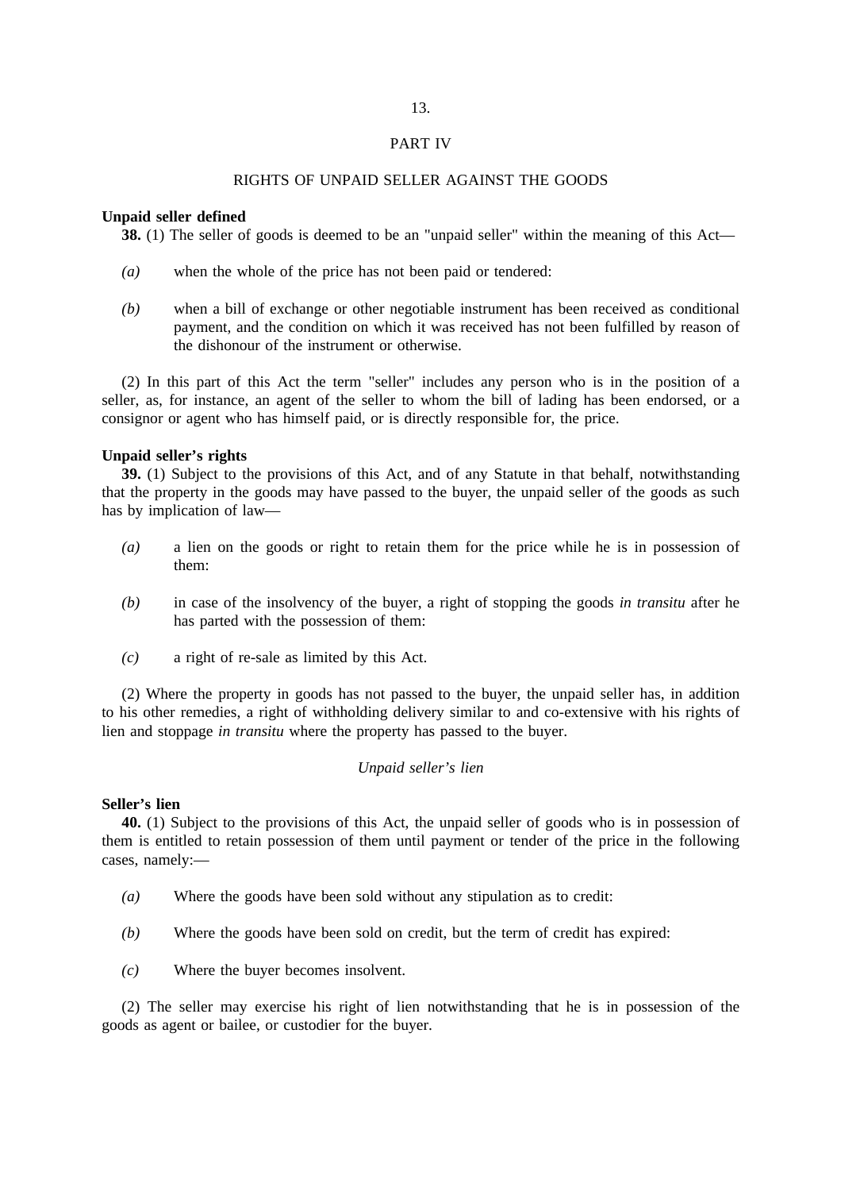## PART IV

## RIGHTS OF UNPAID SELLER AGAINST THE GOODS

**Unpaid seller defined**

**38.** (1) The seller of goods is deemed to be an "unpaid seller" within the meaning of this Act—

*(a)* when the whole of the price has not been paid or tendered:

*(b)* when a bill of exchange or other negotiable instrument has been received as conditional payment, and the condition on which it was received has not been fulfilled by reason of the dishonour of the instrument or otherwise.

(2) In this part of this Act the term "seller" includes any person who is in the position of a seller, as, for instance, an agent of the seller to whom the bill of lading has been endorsed, or a consignor or agent who has himself paid, or is directly responsible for, the price.

**Unpaid seller's rights**

**39.** (1) Subject to the provisions of this Act, and of any Statute in that behalf, notwithstanding that the property in the goods may have passed to the buyer, the unpaid seller of the goods as such has by implication of law—

*(a)* a lien on the goods or right to retain them for the price while he is in possession of them:

*(b)* in case of the insolvency of the buyer, a right of stopping the goods *in transitu* after he has parted with the possession of them:

*(c)* a right of re-sale as limited by this Act.

(2) Where the property in goods has not passed to the buyer, the unpaid seller has, in addition to his other remedies, a right of withholding delivery similar to and co-extensive with his rights of lien and stoppage *in transitu* where the property has passed to the buyer.

*Unpaid seller's lien*

**Seller's lien**

**40.** (1) Subject to the provisions of this Act, the unpaid seller of goods who is in possession of them is entitled to retain possession of them until payment or tender of the price in the following cases, namely:—

*(a)* Where the goods have been sold without any stipulation as to credit:

*(b)* Where the goods have been sold on credit, but the term of credit has expired:

*(c)* Where the buyer becomes insolvent.

(2) The seller may exercise his right of lien notwithstanding that he is in possession of the goods as agent or bailee, or custodier for the buyer.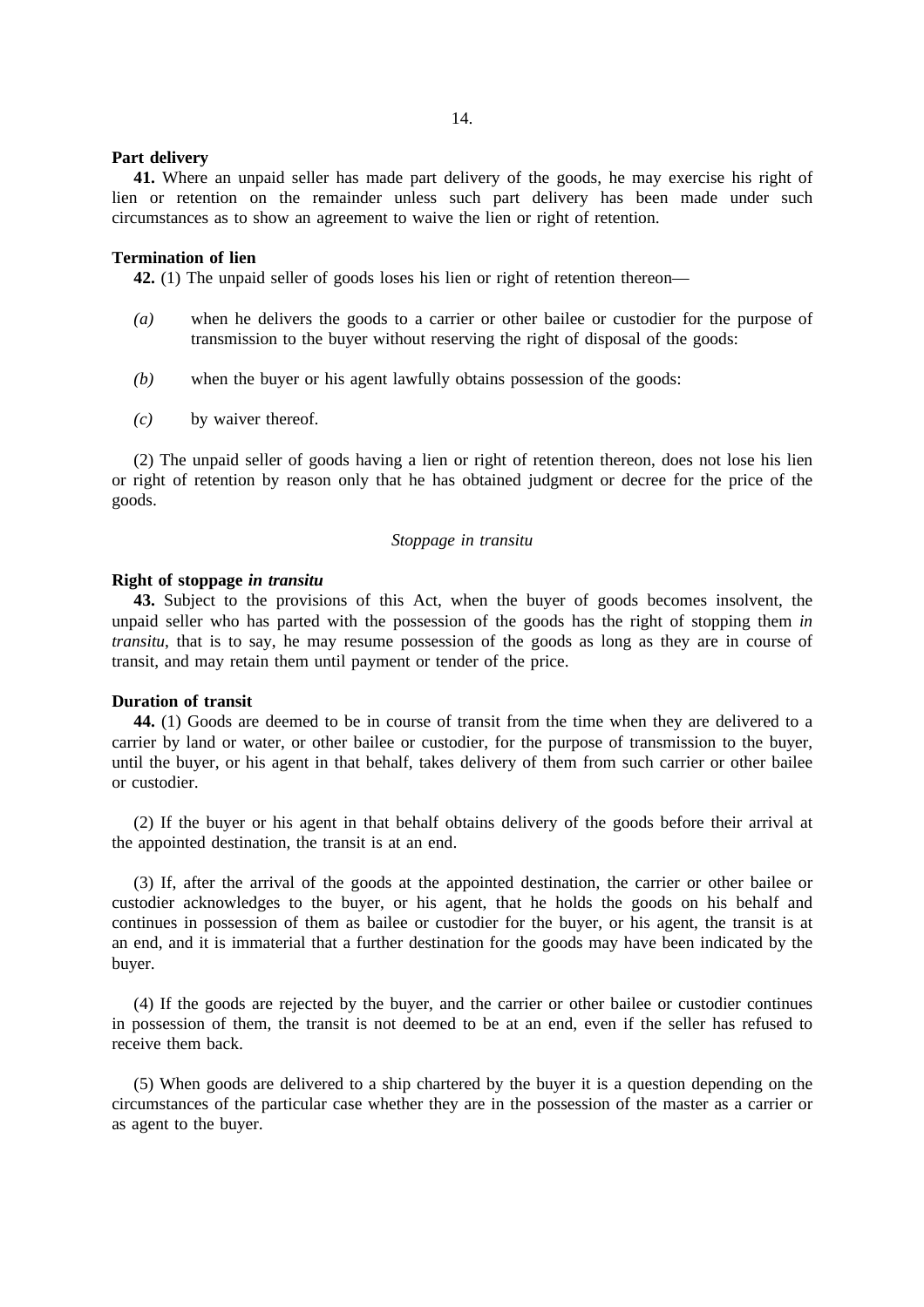**Part delivery**

**41.** Where an unpaid seller has made part delivery of the goods, he may exercise his right of lien or retention on the remainder unless such part delivery has been made under such circumstances as to show an agreement to waive the lien or right of retention.

**Termination of lien**

**42.** (1) The unpaid seller of goods loses his lien or right of retention thereon—

*(a)* when he delivers the goods to a carrier or other bailee or custodier for the purpose of transmission to the buyer without reserving the right of disposal of the goods:

*(b)* when the buyer or his agent lawfully obtains possession of the goods:

*(c)* by waiver thereof.

(2) The unpaid seller of goods having a lien or right of retention thereon, does not lose his lien or right of retention by reason only that he has obtained judgment or decree for the price of the goods.

*Stoppage in transitu*

**Right of stoppage *in transitu***

**43.** Subject to the provisions of this Act, when the buyer of goods becomes insolvent, the unpaid seller who has parted with the possession of the goods has the right of stopping them *in transitu*, that is to say, he may resume possession of the goods as long as they are in course of transit, and may retain them until payment or tender of the price.

**Duration of transit**

**44.** (1) Goods are deemed to be in course of transit from the time when they are delivered to a carrier by land or water, or other bailee or custodier, for the purpose of transmission to the buyer, until the buyer, or his agent in that behalf, takes delivery of them from such carrier or other bailee or custodier.

(2) If the buyer or his agent in that behalf obtains delivery of the goods before their arrival at the appointed destination, the transit is at an end.

(3) If, after the arrival of the goods at the appointed destination, the carrier or other bailee or custodier acknowledges to the buyer, or his agent, that he holds the goods on his behalf and continues in possession of them as bailee or custodier for the buyer, or his agent, the transit is at an end, and it is immaterial that a further destination for the goods may have been indicated by the buyer.

(4) If the goods are rejected by the buyer, and the carrier or other bailee or custodier continues in possession of them, the transit is not deemed to be at an end, even if the seller has refused to receive them back.

(5) When goods are delivered to a ship chartered by the buyer it is a question depending on the circumstances of the particular case whether they are in the possession of the master as a carrier or as agent to the buyer.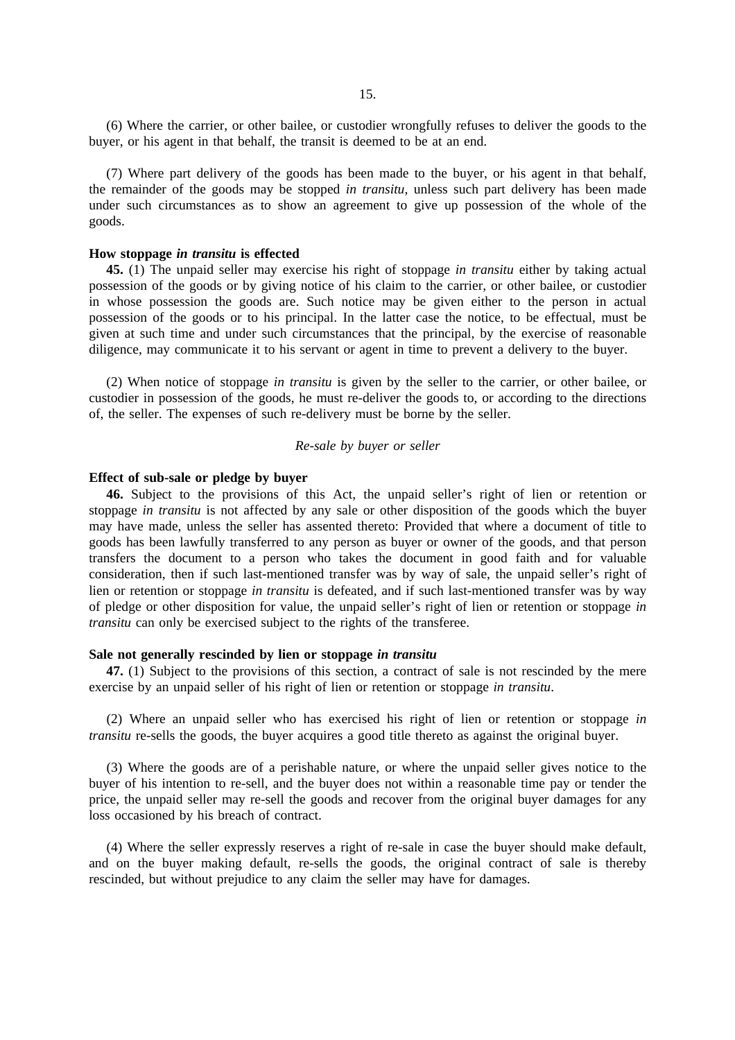(6) Where the carrier, or other bailee, or custodier wrongfully refuses to deliver the goods to the buyer, or his agent in that behalf, the transit is deemed to be at an end.

(7) Where part delivery of the goods has been made to the buyer, or his agent in that behalf, the remainder of the goods may be stopped *in transitu*, unless such part delivery has been made under such circumstances as to show an agreement to give up possession of the whole of the goods.

**How stoppage *in transitu* is effected**

**45.** (1) The unpaid seller may exercise his right of stoppage *in transitu* either by taking actual possession of the goods or by giving notice of his claim to the carrier, or other bailee, or custodier in whose possession the goods are. Such notice may be given either to the person in actual possession of the goods or to his principal. In the latter case the notice, to be effectual, must be given at such time and under such circumstances that the principal, by the exercise of reasonable diligence, may communicate it to his servant or agent in time to prevent a delivery to the buyer.

(2) When notice of stoppage *in transitu* is given by the seller to the carrier, or other bailee, or custodier in possession of the goods, he must re-deliver the goods to, or according to the directions of, the seller. The expenses of such re-delivery must be borne by the seller.

*Re-sale by buyer or seller*

**Effect of sub-sale or pledge by buyer**

**46.** Subject to the provisions of this Act, the unpaid seller's right of lien or retention or stoppage *in transitu* is not affected by any sale or other disposition of the goods which the buyer may have made, unless the seller has assented thereto: Provided that where a document of title to goods has been lawfully transferred to any person as buyer or owner of the goods, and that person transfers the document to a person who takes the document in good faith and for valuable consideration, then if such last-mentioned transfer was by way of sale, the unpaid seller's right of lien or retention or stoppage *in transitu* is defeated, and if such last-mentioned transfer was by way of pledge or other disposition for value, the unpaid seller's right of lien or retention or stoppage *in transitu* can only be exercised subject to the rights of the transferee.

**Sale not generally rescinded by lien or stoppage *in transitu***

**47.** (1) Subject to the provisions of this section, a contract of sale is not rescinded by the mere exercise by an unpaid seller of his right of lien or retention or stoppage *in transitu*.

(2) Where an unpaid seller who has exercised his right of lien or retention or stoppage *in transitu* re-sells the goods, the buyer acquires a good title thereto as against the original buyer.

(3) Where the goods are of a perishable nature, or where the unpaid seller gives notice to the buyer of his intention to re-sell, and the buyer does not within a reasonable time pay or tender the price, the unpaid seller may re-sell the goods and recover from the original buyer damages for any loss occasioned by his breach of contract.

(4) Where the seller expressly reserves a right of re-sale in case the buyer should make default, and on the buyer making default, re-sells the goods, the original contract of sale is thereby rescinded, but without prejudice to any claim the seller may have for damages.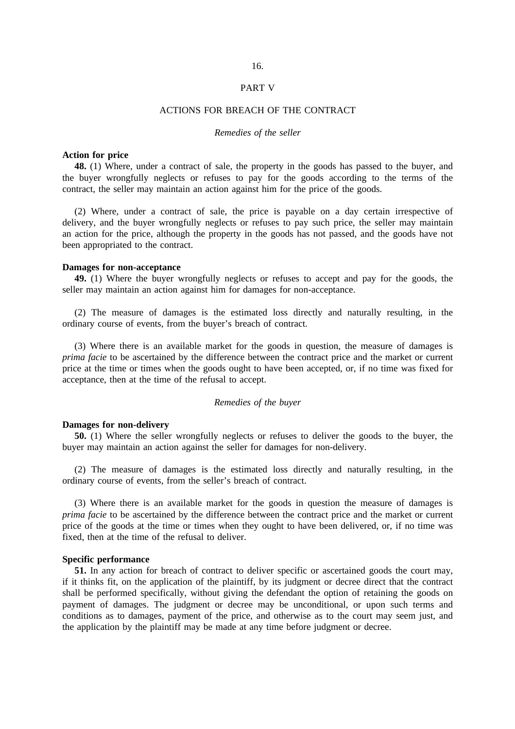## PART V

## ACTIONS FOR BREACH OF THE CONTRACT

*Remedies of the seller*

**Action for price**

**48.** (1) Where, under a contract of sale, the property in the goods has passed to the buyer, and the buyer wrongfully neglects or refuses to pay for the goods according to the terms of the contract, the seller may maintain an action against him for the price of the goods.

(2) Where, under a contract of sale, the price is payable on a day certain irrespective of delivery, and the buyer wrongfully neglects or refuses to pay such price, the seller may maintain an action for the price, although the property in the goods has not passed, and the goods have not been appropriated to the contract.

**Damages for non-acceptance**

**49.** (1) Where the buyer wrongfully neglects or refuses to accept and pay for the goods, the seller may maintain an action against him for damages for non-acceptance.

(2) The measure of damages is the estimated loss directly and naturally resulting, in the ordinary course of events, from the buyer's breach of contract.

(3) Where there is an available market for the goods in question, the measure of damages is *prima facie* to be ascertained by the difference between the contract price and the market or current price at the time or times when the goods ought to have been accepted, or, if no time was fixed for acceptance, then at the time of the refusal to accept.

*Remedies of the buyer*

**Damages for non-delivery**

**50.** (1) Where the seller wrongfully neglects or refuses to deliver the goods to the buyer, the buyer may maintain an action against the seller for damages for non-delivery.

(2) The measure of damages is the estimated loss directly and naturally resulting, in the ordinary course of events, from the seller's breach of contract.

(3) Where there is an available market for the goods in question the measure of damages is *prima facie* to be ascertained by the difference between the contract price and the market or current price of the goods at the time or times when they ought to have been delivered, or, if no time was fixed, then at the time of the refusal to deliver.

**Specific performance**

**51.** In any action for breach of contract to deliver specific or ascertained goods the court may, if it thinks fit, on the application of the plaintiff, by its judgment or decree direct that the contract shall be performed specifically, without giving the defendant the option of retaining the goods on payment of damages. The judgment or decree may be unconditional, or upon such terms and conditions as to damages, payment of the price, and otherwise as to the court may seem just, and the application by the plaintiff may be made at any time before judgment or decree.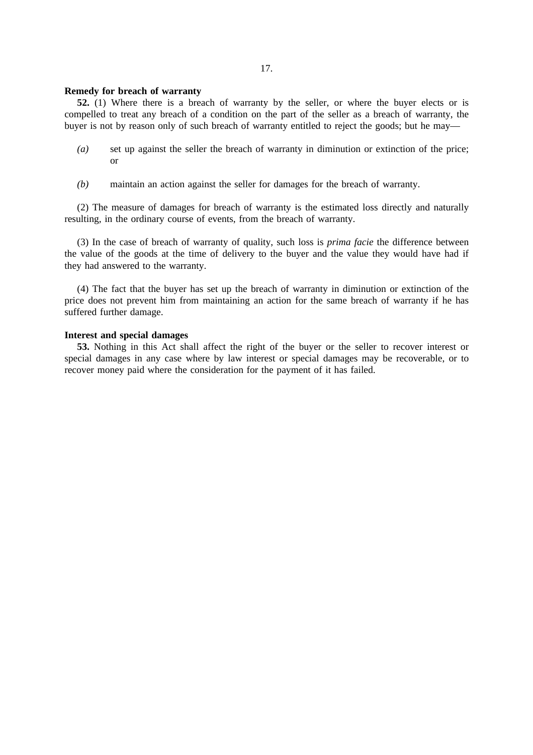**Remedy for breach of warranty**

**52.** (1) Where there is a breach of warranty by the seller, or where the buyer elects or is compelled to treat any breach of a condition on the part of the seller as a breach of warranty, the buyer is not by reason only of such breach of warranty entitled to reject the goods; but he may—

*(a)* set up against the seller the breach of warranty in diminution or extinction of the price; or

*(b)* maintain an action against the seller for damages for the breach of warranty.

(2) The measure of damages for breach of warranty is the estimated loss directly and naturally resulting, in the ordinary course of events, from the breach of warranty.

(3) In the case of breach of warranty of quality, such loss is *prima facie* the difference between the value of the goods at the time of delivery to the buyer and the value they would have had if they had answered to the warranty.

(4) The fact that the buyer has set up the breach of warranty in diminution or extinction of the price does not prevent him from maintaining an action for the same breach of warranty if he has suffered further damage.

**Interest and special damages**

**53.** Nothing in this Act shall affect the right of the buyer or the seller to recover interest or special damages in any case where by law interest or special damages may be recoverable, or to recover money paid where the consideration for the payment of it has failed.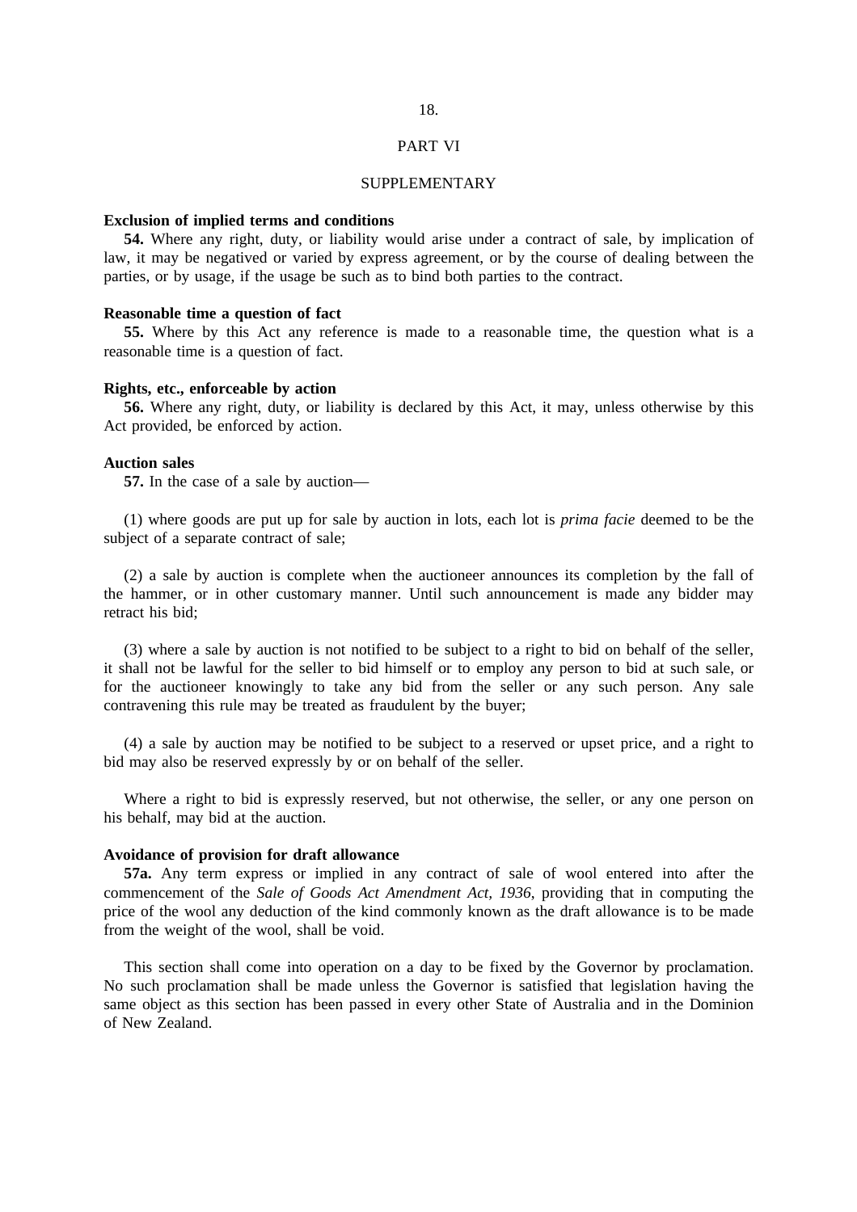## PART VI

## SUPPLEMENTARY

**Exclusion of implied terms and conditions**

**54.** Where any right, duty, or liability would arise under a contract of sale, by implication of law, it may be negatived or varied by express agreement, or by the course of dealing between the parties, or by usage, if the usage be such as to bind both parties to the contract.

**Reasonable time a question of fact**

**55.** Where by this Act any reference is made to a reasonable time, the question what is a reasonable time is a question of fact.

**Rights, etc., enforceable by action**

**56.** Where any right, duty, or liability is declared by this Act, it may, unless otherwise by this Act provided, be enforced by action.

**Auction sales**

**57.** In the case of a sale by auction—

(1) where goods are put up for sale by auction in lots, each lot is *prima facie* deemed to be the subject of a separate contract of sale;

(2) a sale by auction is complete when the auctioneer announces its completion by the fall of the hammer, or in other customary manner. Until such announcement is made any bidder may retract his bid;

(3) where a sale by auction is not notified to be subject to a right to bid on behalf of the seller, it shall not be lawful for the seller to bid himself or to employ any person to bid at such sale, or for the auctioneer knowingly to take any bid from the seller or any such person. Any sale contravening this rule may be treated as fraudulent by the buyer;

(4) a sale by auction may be notified to be subject to a reserved or upset price, and a right to bid may also be reserved expressly by or on behalf of the seller.

Where a right to bid is expressly reserved, but not otherwise, the seller, or any one person on his behalf, may bid at the auction.

**Avoidance of provision for draft allowance**

**57a.** Any term express or implied in any contract of sale of wool entered into after the commencement of the *Sale of Goods Act Amendment Act, 1936*, providing that in computing the price of the wool any deduction of the kind commonly known as the draft allowance is to be made from the weight of the wool, shall be void.

This section shall come into operation on a day to be fixed by the Governor by proclamation. No such proclamation shall be made unless the Governor is satisfied that legislation having the same object as this section has been passed in every other State of Australia and in the Dominion of New Zealand.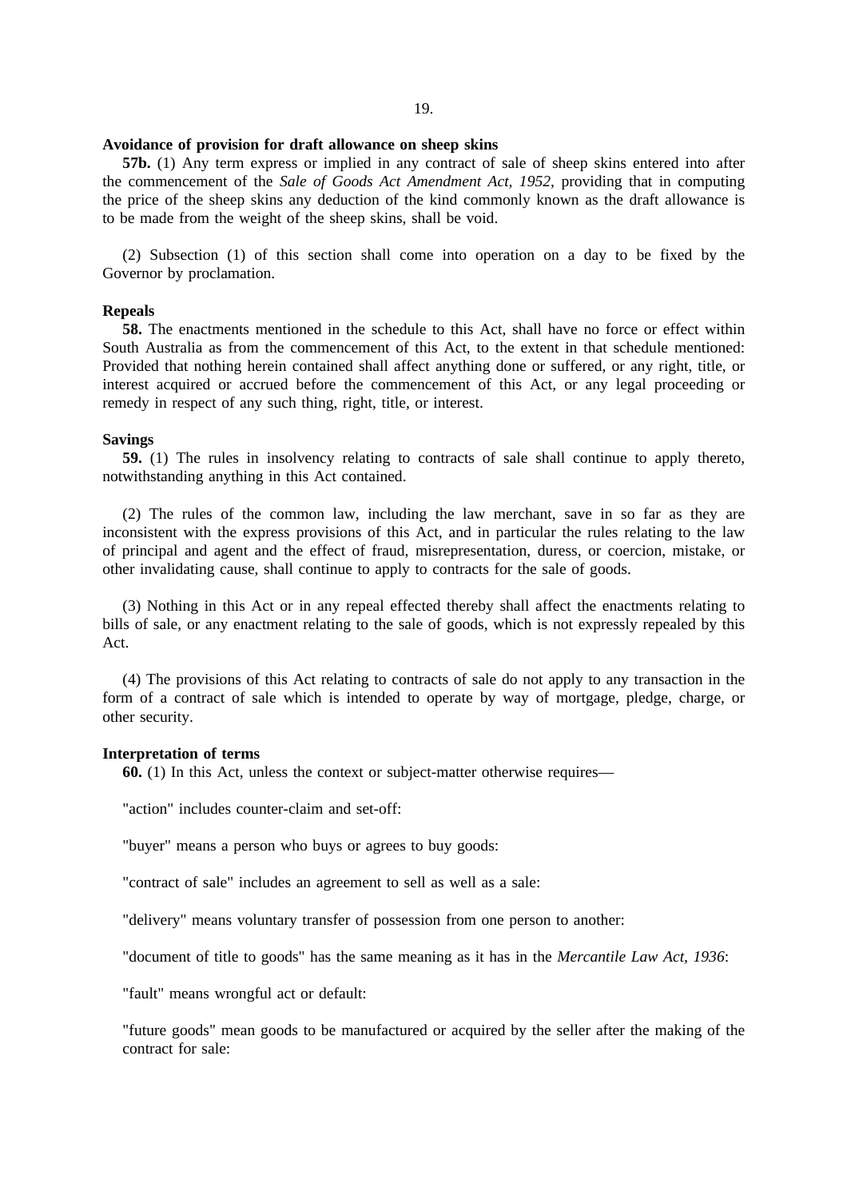**Avoidance of provision for draft allowance on sheep skins**

**57b.** (1) Any term express or implied in any contract of sale of sheep skins entered into after the commencement of the *Sale of Goods Act Amendment Act, 1952*, providing that in computing the price of the sheep skins any deduction of the kind commonly known as the draft allowance is to be made from the weight of the sheep skins, shall be void.

(2) Subsection (1) of this section shall come into operation on a day to be fixed by the Governor by proclamation.

**Repeals**

**58.** The enactments mentioned in the schedule to this Act, shall have no force or effect within South Australia as from the commencement of this Act, to the extent in that schedule mentioned: Provided that nothing herein contained shall affect anything done or suffered, or any right, title, or interest acquired or accrued before the commencement of this Act, or any legal proceeding or remedy in respect of any such thing, right, title, or interest.

**Savings**

**59.** (1) The rules in insolvency relating to contracts of sale shall continue to apply thereto, notwithstanding anything in this Act contained.

(2) The rules of the common law, including the law merchant, save in so far as they are inconsistent with the express provisions of this Act, and in particular the rules relating to the law of principal and agent and the effect of fraud, misrepresentation, duress, or coercion, mistake, or other invalidating cause, shall continue to apply to contracts for the sale of goods.

(3) Nothing in this Act or in any repeal effected thereby shall affect the enactments relating to bills of sale, or any enactment relating to the sale of goods, which is not expressly repealed by this Act.

(4) The provisions of this Act relating to contracts of sale do not apply to any transaction in the form of a contract of sale which is intended to operate by way of mortgage, pledge, charge, or other security.

**Interpretation of terms**

**60.** (1) In this Act, unless the context or subject-matter otherwise requires—

"action" includes counter-claim and set-off:

"buyer" means a person who buys or agrees to buy goods:

"contract of sale" includes an agreement to sell as well as a sale:

"delivery" means voluntary transfer of possession from one person to another:

"document of title to goods" has the same meaning as it has in the *Mercantile Law Act, 1936*:

"fault" means wrongful act or default:

"future goods" mean goods to be manufactured or acquired by the seller after the making of the contract for sale: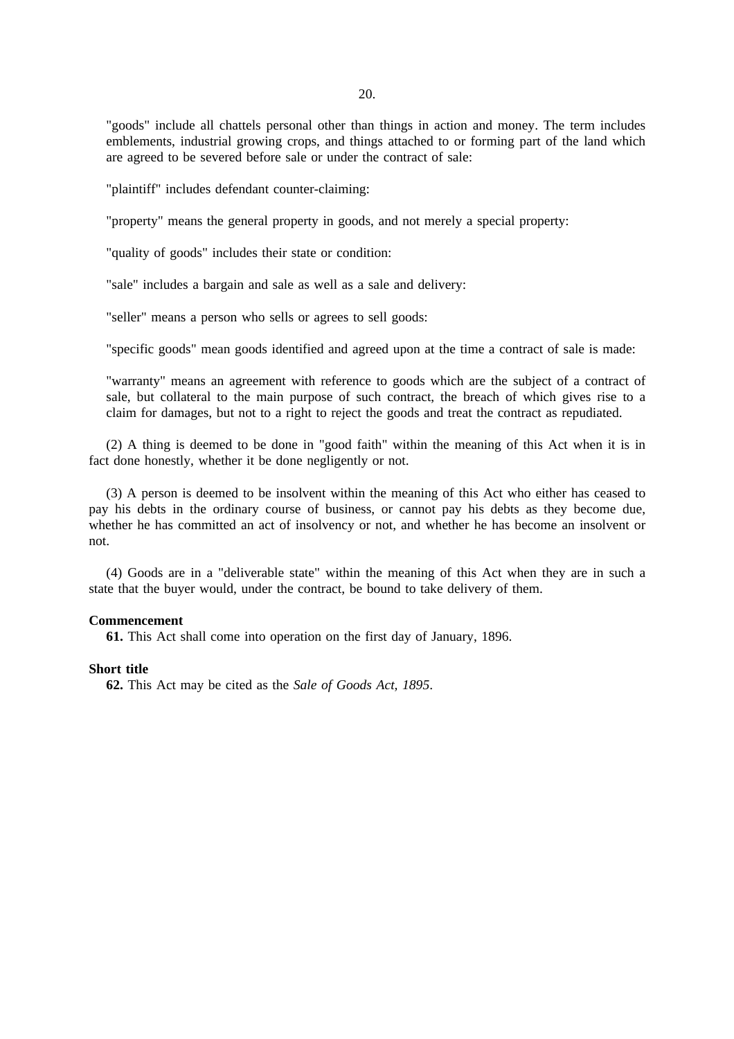"goods" include all chattels personal other than things in action and money. The term includes emblements, industrial growing crops, and things attached to or forming part of the land which are agreed to be severed before sale or under the contract of sale:

"plaintiff" includes defendant counter-claiming:

"property" means the general property in goods, and not merely a special property:

"quality of goods" includes their state or condition:

"sale" includes a bargain and sale as well as a sale and delivery:

"seller" means a person who sells or agrees to sell goods:

"specific goods" mean goods identified and agreed upon at the time a contract of sale is made:

"warranty" means an agreement with reference to goods which are the subject of a contract of sale, but collateral to the main purpose of such contract, the breach of which gives rise to a claim for damages, but not to a right to reject the goods and treat the contract as repudiated.

(2) A thing is deemed to be done in "good faith" within the meaning of this Act when it is in fact done honestly, whether it be done negligently or not.

(3) A person is deemed to be insolvent within the meaning of this Act who either has ceased to pay his debts in the ordinary course of business, or cannot pay his debts as they become due, whether he has committed an act of insolvency or not, and whether he has become an insolvent or not.

(4) Goods are in a "deliverable state" within the meaning of this Act when they are in such a state that the buyer would, under the contract, be bound to take delivery of them.

**Commencement**

**61.** This Act shall come into operation on the first day of January, 1896.

**Short title**

**62.** This Act may be cited as the *Sale of Goods Act, 1895*.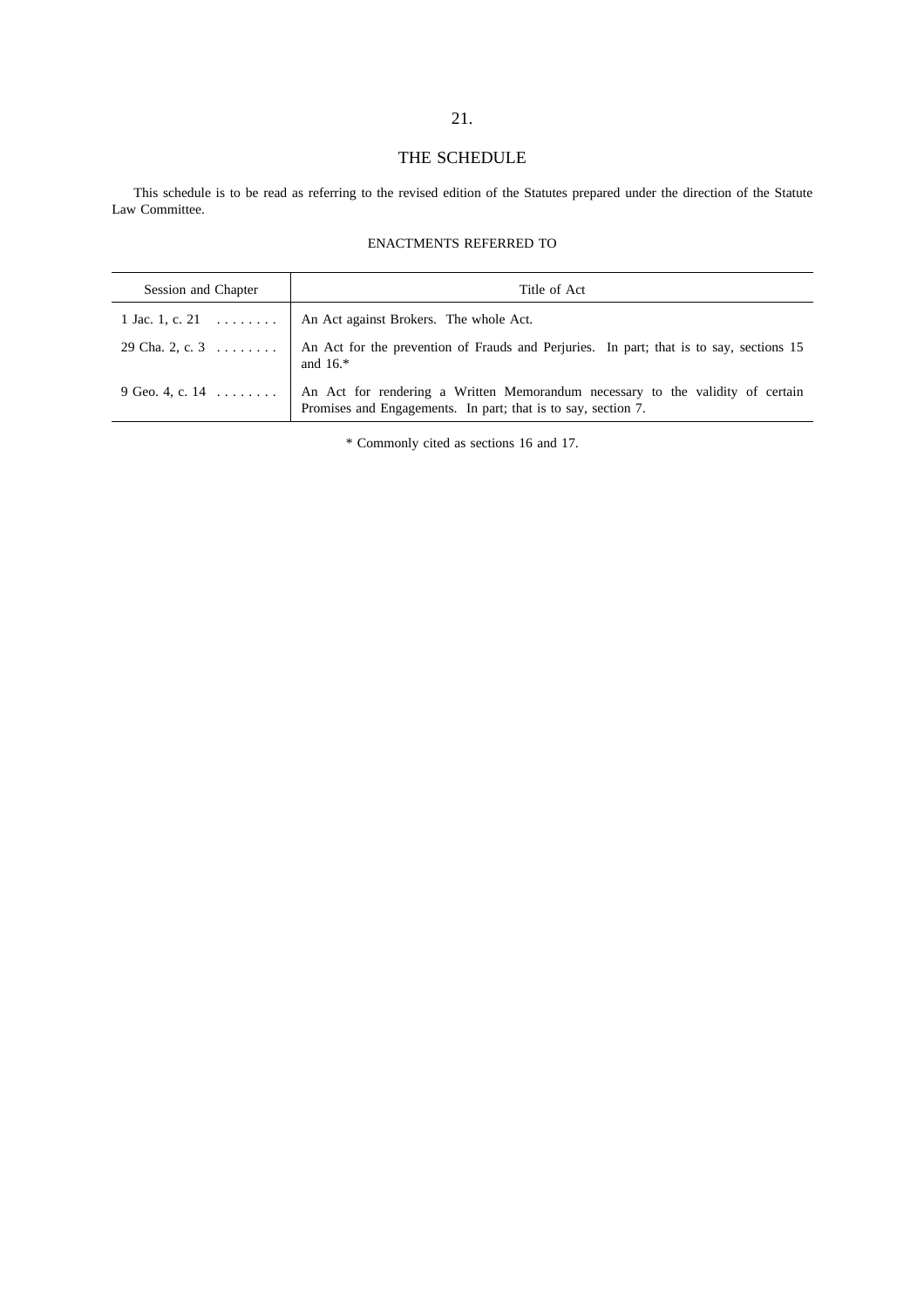# THE SCHEDULE

This schedule is to be read as referring to the revised edition of the Statutes prepared under the direction of the Statute Law Committee.

## ENACTMENTS REFERRED TO

| Session and Chapter | Title of Act |
|---|---|
| 1 Jac. 1, c. 21 | An Act against Brokers. The whole Act. |
| 29 Cha. 2, c. 3 | An Act for the prevention of Frauds and Perjuries. In part; that is to say, sections 15 and 16.* |
| 9 Geo. 4, c. 14 | An Act for rendering a Written Memorandum necessary to the validity of certain Promises and Engagements. In part; that is to say, section 7. |

* Commonly cited as sections 16 and 17.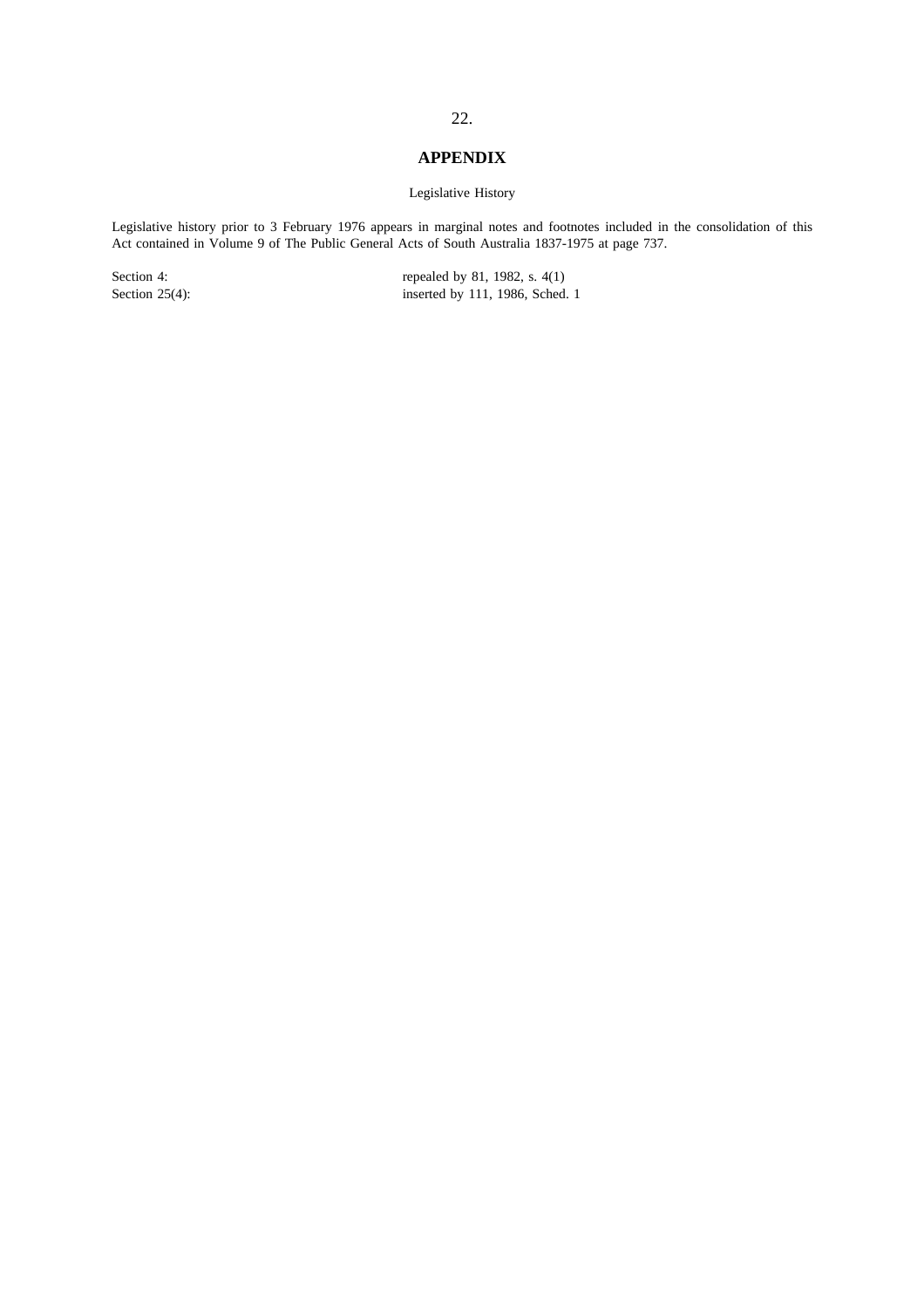## APPENDIX

Legislative History

Legislative history prior to 3 February 1976 appears in marginal notes and footnotes included in the consolidation of this Act contained in Volume 9 of The Public General Acts of South Australia 1837-1975 at page 737.

| | |
|---|---|
| Section 4: | repealed by 81, 1982, s. 4(1) |
| Section 25(4): | inserted by 111, 1986, Sched. 1 |